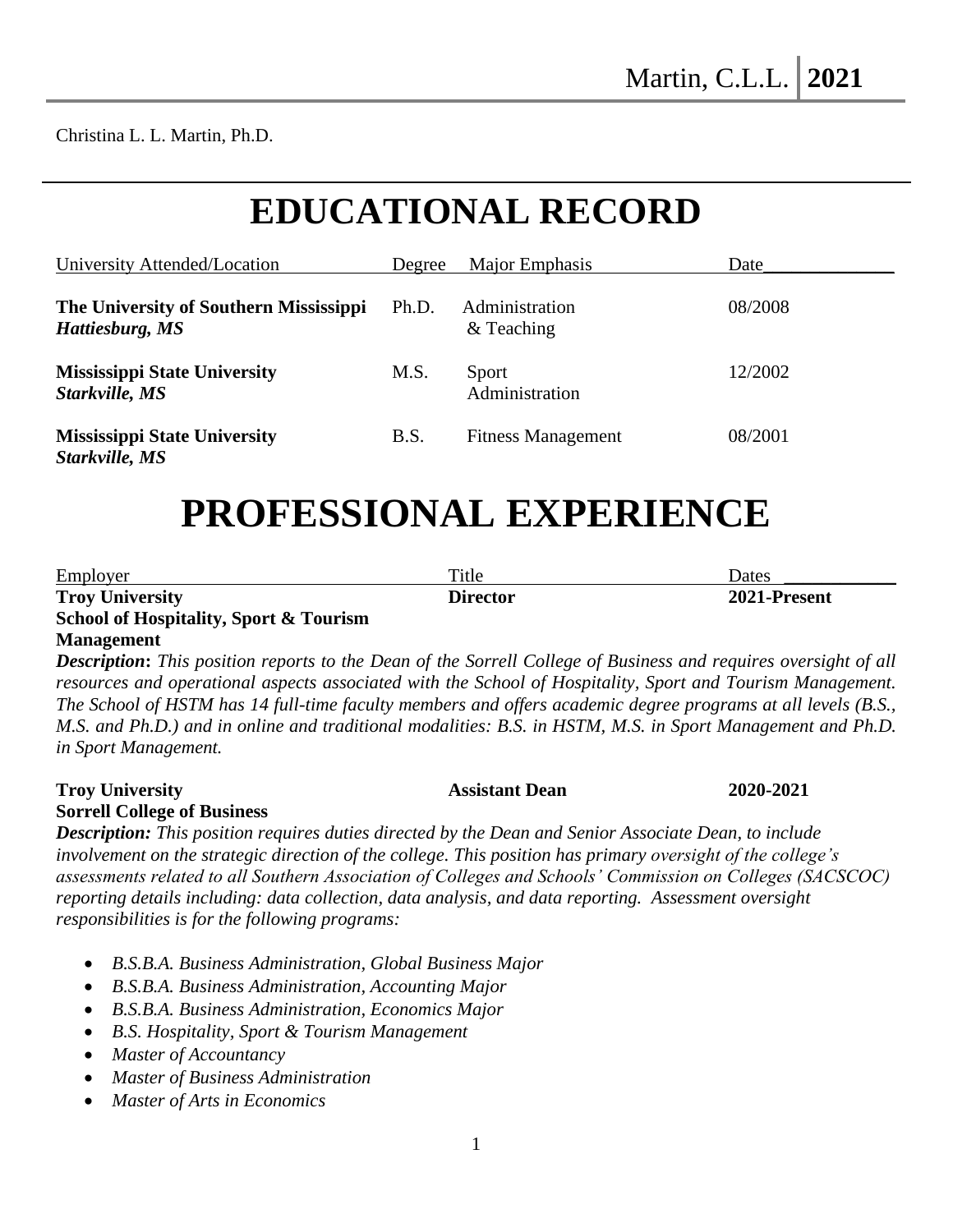Christina L. L. Martin, Ph.D.

# EDUCATIONAL RECORD

| University Attended/Location | Degree | Major Emphasis | Date |
|---|---|---|---|
| **The University of Southern Mississippi** ***Hattiesburg, MS*** | Ph.D. | Administration & Teaching | 08/2008 |
| **Mississippi State University** ***Starkville, MS*** | M.S. | Sport Administration | 12/2002 |
| **Mississippi State University** ***Starkville, MS*** | B.S. | Fitness Management | 08/2001 |

# PROFESSIONAL EXPERIENCE

| Employer | Title | Dates |
|---|---|---|
| **Troy University** **School of Hospitality, Sport & Tourism Management** | **Director** | **2021-Present** |

***Description*****:** *This position reports to the Dean of the Sorrell College of Business and requires oversight of all resources and operational aspects associated with the School of Hospitality, Sport and Tourism Management. The School of HSTM has 14 full-time faculty members and offers academic degree programs at all levels (B.S., M.S. and Ph.D.) and in online and traditional modalities: B.S. in HSTM, M.S. in Sport Management and Ph.D. in Sport Management.*

| | | |
|---|---|---|
| **Troy University** **Sorrell College of Business** | **Assistant Dean** | **2020-2021** |

***Description:*** *This position requires duties directed by the Dean and Senior Associate Dean, to include involvement on the strategic direction of the college. This position has primary oversight of the college's assessments related to all Southern Association of Colleges and Schools' Commission on Colleges (SACSCOC) reporting details including: data collection, data analysis, and data reporting. Assessment oversight responsibilities is for the following programs:*

- *B.S.B.A. Business Administration, Global Business Major*
- *B.S.B.A. Business Administration, Accounting Major*
- *B.S.B.A. Business Administration, Economics Major*
- *B.S. Hospitality, Sport & Tourism Management*
- *Master of Accountancy*
- *Master of Business Administration*
- *Master of Arts in Economics*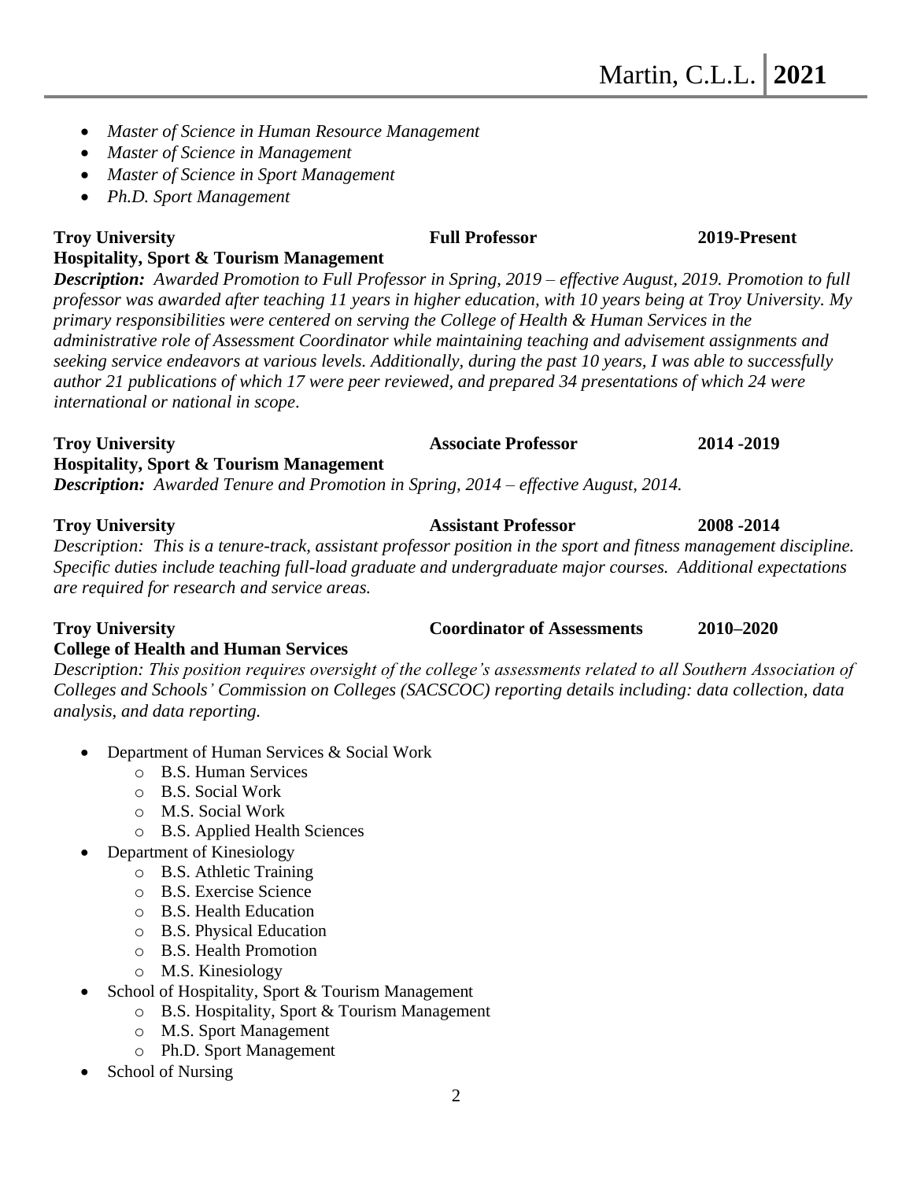- *Master of Science in Human Resource Management*
- *Master of Science in Management*
- *Master of Science in Sport Management*
- *Ph.D. Sport Management*

**Troy University** **Full Professor** **2019-Present**
**Hospitality, Sport & Tourism Management**
***Description:*** *Awarded Promotion to Full Professor in Spring, 2019 – effective August, 2019. Promotion to full professor was awarded after teaching 11 years in higher education, with 10 years being at Troy University. My primary responsibilities were centered on serving the College of Health & Human Services in the administrative role of Assessment Coordinator while maintaining teaching and advisement assignments and seeking service endeavors at various levels. Additionally, during the past 10 years, I was able to successfully author 21 publications of which 17 were peer reviewed, and prepared 34 presentations of which 24 were international or national in scope.*

**Troy University** **Associate Professor** **2014 -2019**
**Hospitality, Sport & Tourism Management**
***Description:*** *Awarded Tenure and Promotion in Spring, 2014 – effective August, 2014.*

**Troy University** **Assistant Professor** **2008 -2014**
*Description: This is a tenure-track, assistant professor position in the sport and fitness management discipline. Specific duties include teaching full-load graduate and undergraduate major courses. Additional expectations are required for research and service areas.*

**Troy University** **Coordinator of Assessments** **2010–2020**
**College of Health and Human Services**
*Description: This position requires oversight of the college's assessments related to all Southern Association of Colleges and Schools' Commission on Colleges (SACSCOC) reporting details including: data collection, data analysis, and data reporting.*

- Department of Human Services & Social Work
  - B.S. Human Services
  - B.S. Social Work
  - M.S. Social Work
  - B.S. Applied Health Sciences
- Department of Kinesiology
  - B.S. Athletic Training
  - B.S. Exercise Science
  - B.S. Health Education
  - B.S. Physical Education
  - B.S. Health Promotion
  - M.S. Kinesiology
- School of Hospitality, Sport & Tourism Management
  - B.S. Hospitality, Sport & Tourism Management
  - M.S. Sport Management
  - Ph.D. Sport Management
- School of Nursing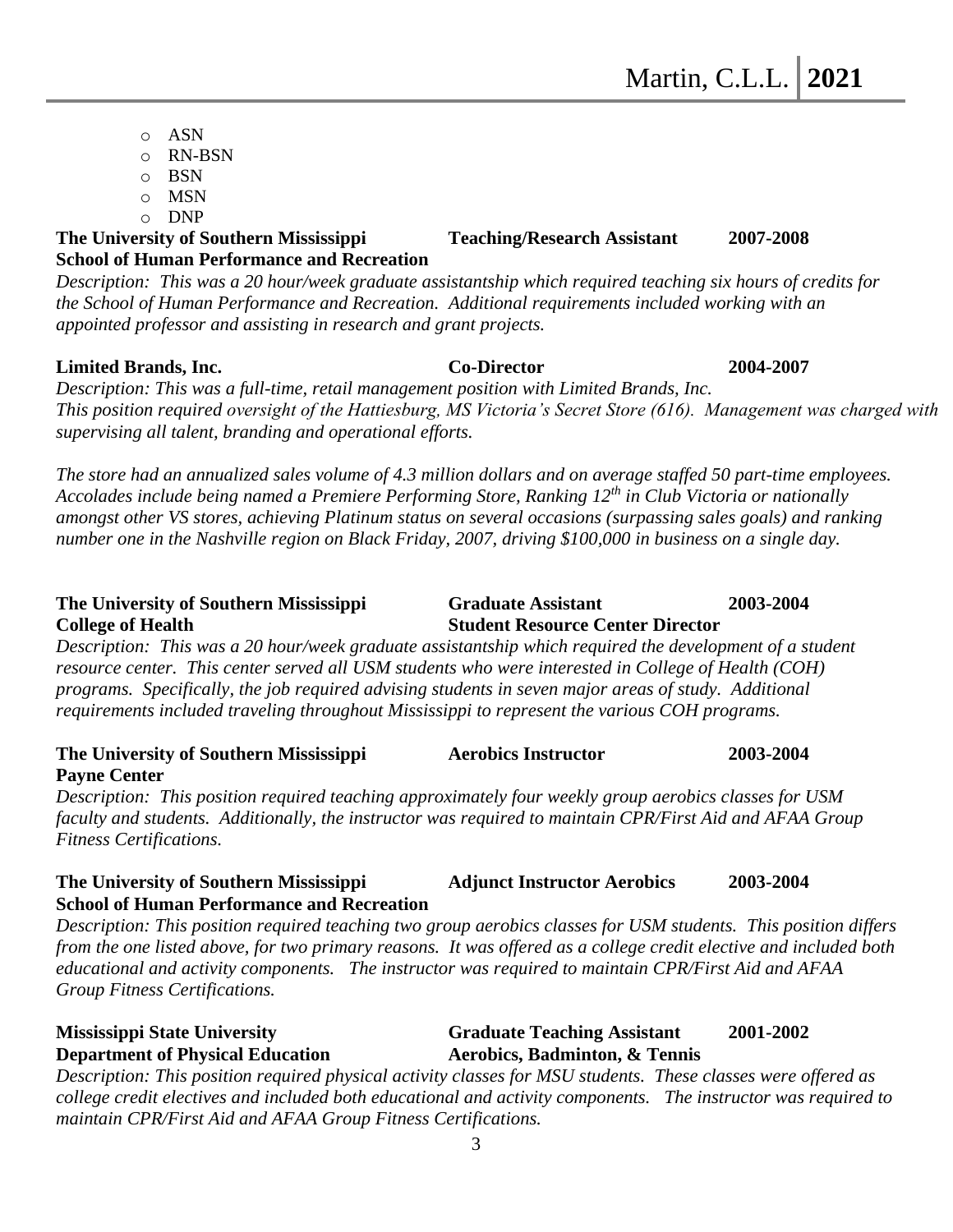- ASN
- RN-BSN
- BSN
- MSN
- DNP

**The University of Southern Mississippi** **Teaching/Research Assistant** **2007-2008**
**School of Human Performance and Recreation**

*Description: This was a 20 hour/week graduate assistantship which required teaching six hours of credits for the School of Human Performance and Recreation. Additional requirements included working with an appointed professor and assisting in research and grant projects.*

**Limited Brands, Inc.** **Co-Director** **2004-2007**

*Description: This was a full-time, retail management position with Limited Brands, Inc. This position required oversight of the Hattiesburg, MS Victoria's Secret Store (616). Management was charged with supervising all talent, branding and operational efforts.*

*The store had an annualized sales volume of 4.3 million dollars and on average staffed 50 part-time employees. Accolades include being named a Premiere Performing Store, Ranking 12th in Club Victoria or nationally amongst other VS stores, achieving Platinum status on several occasions (surpassing sales goals) and ranking number one in the Nashville region on Black Friday, 2007, driving $100,000 in business on a single day.*

**The University of Southern Mississippi** **Graduate Assistant** **2003-2004**
**College of Health** **Student Resource Center Director**

*Description: This was a 20 hour/week graduate assistantship which required the development of a student resource center. This center served all USM students who were interested in College of Health (COH) programs. Specifically, the job required advising students in seven major areas of study. Additional requirements included traveling throughout Mississippi to represent the various COH programs.*

**The University of Southern Mississippi** **Aerobics Instructor** **2003-2004**
**Payne Center**

*Description: This position required teaching approximately four weekly group aerobics classes for USM faculty and students. Additionally, the instructor was required to maintain CPR/First Aid and AFAA Group Fitness Certifications.*

**The University of Southern Mississippi** **Adjunct Instructor Aerobics** **2003-2004**
**School of Human Performance and Recreation**

*Description: This position required teaching two group aerobics classes for USM students. This position differs from the one listed above, for two primary reasons. It was offered as a college credit elective and included both educational and activity components. The instructor was required to maintain CPR/First Aid and AFAA Group Fitness Certifications.*

**Mississippi State University** **Graduate Teaching Assistant** **2001-2002**
**Department of Physical Education** **Aerobics, Badminton, & Tennis**

*Description: This position required physical activity classes for MSU students. These classes were offered as college credit electives and included both educational and activity components. The instructor was required to maintain CPR/First Aid and AFAA Group Fitness Certifications.*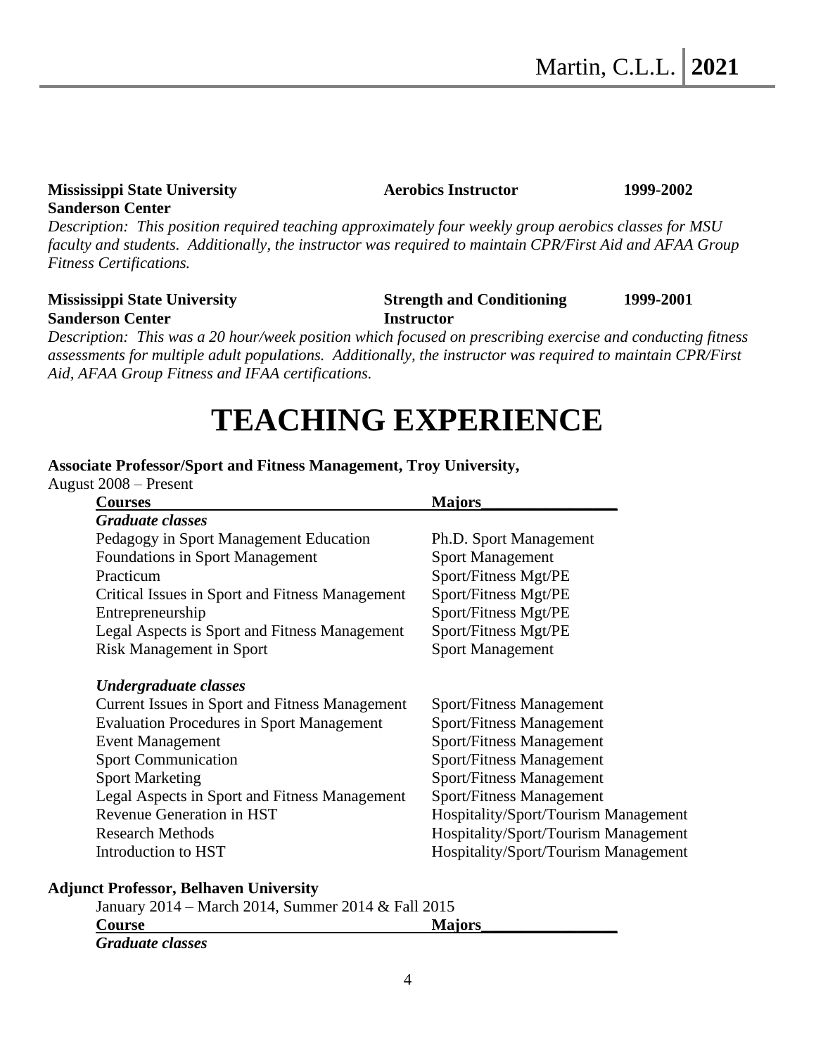**Mississippi State University** **Aerobics Instructor** **1999-2002**
**Sanderson Center**

*Description: This position required teaching approximately four weekly group aerobics classes for MSU faculty and students. Additionally, the instructor was required to maintain CPR/First Aid and AFAA Group Fitness Certifications.*

**Mississippi State University** **Strength and Conditioning Instructor** **1999-2001**
**Sanderson Center**

*Description: This was a 20 hour/week position which focused on prescribing exercise and conducting fitness assessments for multiple adult populations. Additionally, the instructor was required to maintain CPR/First Aid, AFAA Group Fitness and IFAA certifications.*

# TEACHING EXPERIENCE

**Associate Professor/Sport and Fitness Management, Troy University,**
August 2008 – Present

| Courses | Majors |
|---|---|
| ***Graduate classes*** | |
| Pedagogy in Sport Management Education | Ph.D. Sport Management |
| Foundations in Sport Management | Sport Management |
| Practicum | Sport/Fitness Mgt/PE |
| Critical Issues in Sport and Fitness Management | Sport/Fitness Mgt/PE |
| Entrepreneurship | Sport/Fitness Mgt/PE |
| Legal Aspects is Sport and Fitness Management | Sport/Fitness Mgt/PE |
| Risk Management in Sport | Sport Management |
| ***Undergraduate classes*** | |
| Current Issues in Sport and Fitness Management | Sport/Fitness Management |
| Evaluation Procedures in Sport Management | Sport/Fitness Management |
| Event Management | Sport/Fitness Management |
| Sport Communication | Sport/Fitness Management |
| Sport Marketing | Sport/Fitness Management |
| Legal Aspects in Sport and Fitness Management | Sport/Fitness Management |
| Revenue Generation in HST | Hospitality/Sport/Tourism Management |
| Research Methods | Hospitality/Sport/Tourism Management |
| Introduction to HST | Hospitality/Sport/Tourism Management |

**Adjunct Professor, Belhaven University**
January 2014 – March 2014, Summer 2014 & Fall 2015

| Course | Majors |
|---|---|
| ***Graduate classes*** | |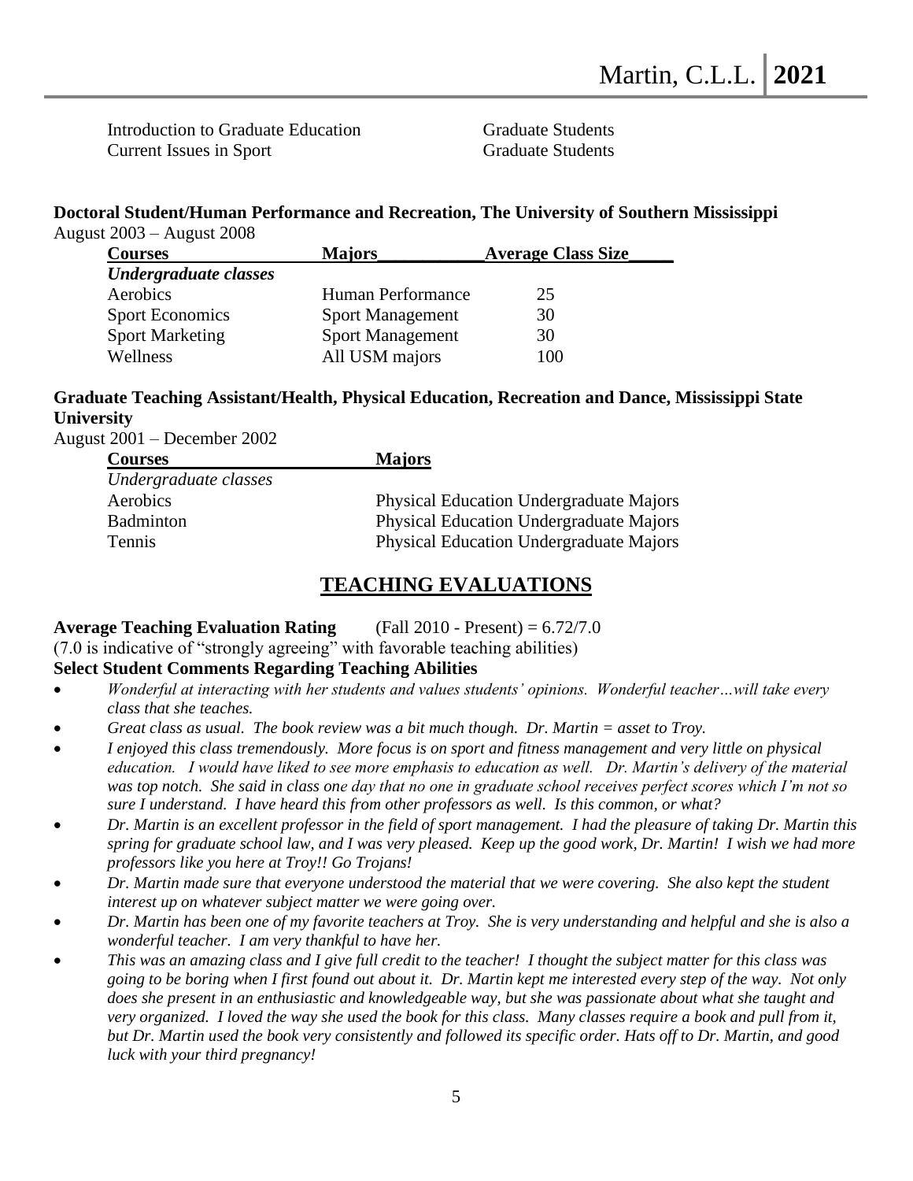| | |
|---|---|
| Introduction to Graduate Education | Graduate Students |
| Current Issues in Sport | Graduate Students |

**Doctoral Student/Human Performance and Recreation, The University of Southern Mississippi**
August 2003 – August 2008

| Courses | Majors | Average Class Size |
|---|---|---|
| ***Undergraduate classes*** | | |
| Aerobics | Human Performance | 25 |
| Sport Economics | Sport Management | 30 |
| Sport Marketing | Sport Management | 30 |
| Wellness | All USM majors | 100 |

**Graduate Teaching Assistant/Health, Physical Education, Recreation and Dance, Mississippi State University**
August 2001 – December 2002

| Courses | Majors |
|---|---|
| *Undergraduate classes* | |
| Aerobics | Physical Education Undergraduate Majors |
| Badminton | Physical Education Undergraduate Majors |
| Tennis | Physical Education Undergraduate Majors |

## TEACHING EVALUATIONS

**Average Teaching Evaluation Rating** (Fall 2010 - Present) = 6.72/7.0
(7.0 is indicative of "strongly agreeing" with favorable teaching abilities)

**Select Student Comments Regarding Teaching Abilities**

- *Wonderful at interacting with her students and values students' opinions. Wonderful teacher…will take every class that she teaches.*
- *Great class as usual. The book review was a bit much though. Dr. Martin = asset to Troy.*
- *I enjoyed this class tremendously. More focus is on sport and fitness management and very little on physical education. I would have liked to see more emphasis to education as well. Dr. Martin's delivery of the material was top notch. She said in class one day that no one in graduate school receives perfect scores which I'm not so sure I understand. I have heard this from other professors as well. Is this common, or what?*
- *Dr. Martin is an excellent professor in the field of sport management. I had the pleasure of taking Dr. Martin this spring for graduate school law, and I was very pleased. Keep up the good work, Dr. Martin! I wish we had more professors like you here at Troy!! Go Trojans!*
- *Dr. Martin made sure that everyone understood the material that we were covering. She also kept the student interest up on whatever subject matter we were going over.*
- *Dr. Martin has been one of my favorite teachers at Troy. She is very understanding and helpful and she is also a wonderful teacher. I am very thankful to have her.*
- *This was an amazing class and I give full credit to the teacher! I thought the subject matter for this class was going to be boring when I first found out about it. Dr. Martin kept me interested every step of the way. Not only does she present in an enthusiastic and knowledgeable way, but she was passionate about what she taught and very organized. I loved the way she used the book for this class. Many classes require a book and pull from it, but Dr. Martin used the book very consistently and followed its specific order. Hats off to Dr. Martin, and good luck with your third pregnancy!*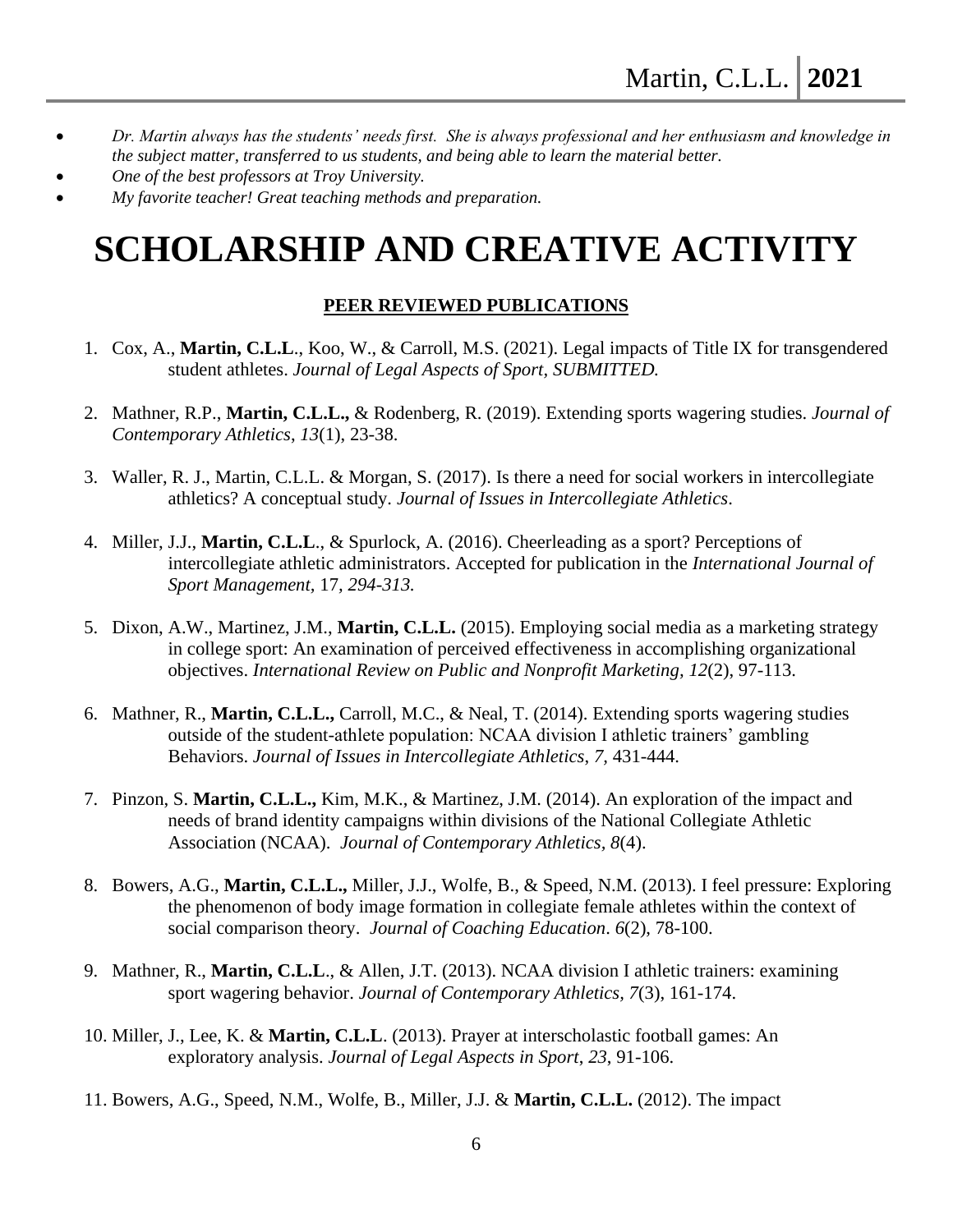- *Dr. Martin always has the students' needs first. She is always professional and her enthusiasm and knowledge in the subject matter, transferred to us students, and being able to learn the material better.*
- *One of the best professors at Troy University.*
- *My favorite teacher! Great teaching methods and preparation.*

# SCHOLARSHIP AND CREATIVE ACTIVITY

## PEER REVIEWED PUBLICATIONS

1. Cox, A., **Martin, C.L.L**., Koo, W., & Carroll, M.S. (2021). Legal impacts of Title IX for transgendered student athletes. *Journal of Legal Aspects of Sport, SUBMITTED.*

2. Mathner, R.P., **Martin, C.L.L.,** & Rodenberg, R. (2019). Extending sports wagering studies. *Journal of Contemporary Athletics*, *13*(1), 23-38.

3. Waller, R. J., Martin, C.L.L. & Morgan, S. (2017). Is there a need for social workers in intercollegiate athletics? A conceptual study. *Journal of Issues in Intercollegiate Athletics*.

4. Miller, J.J., **Martin, C.L.L**., & Spurlock, A. (2016). Cheerleading as a sport? Perceptions of intercollegiate athletic administrators. Accepted for publication in the *International Journal of Sport Management,* 17*, 294-313.*

5. Dixon, A.W., Martinez, J.M., **Martin, C.L.L.** (2015). Employing social media as a marketing strategy in college sport: An examination of perceived effectiveness in accomplishing organizational objectives. *International Review on Public and Nonprofit Marketing*, *12*(2), 97-113.

6. Mathner, R., **Martin, C.L.L.,** Carroll, M.C., & Neal, T. (2014). Extending sports wagering studies outside of the student-athlete population: NCAA division I athletic trainers' gambling Behaviors. *Journal of Issues in Intercollegiate Athletics, 7,* 431-444.

7. Pinzon, S. **Martin, C.L.L.,** Kim, M.K., & Martinez, J.M. (2014). An exploration of the impact and needs of brand identity campaigns within divisions of the National Collegiate Athletic Association (NCAA). *Journal of Contemporary Athletics*, *8*(4).

8. Bowers, A.G., **Martin, C.L.L.,** Miller, J.J., Wolfe, B., & Speed, N.M. (2013). I feel pressure: Exploring the phenomenon of body image formation in collegiate female athletes within the context of social comparison theory. *Journal of Coaching Education*. *6*(2), 78-100.

9. Mathner, R., **Martin, C.L.L**., & Allen, J.T. (2013). NCAA division I athletic trainers: examining sport wagering behavior. *Journal of Contemporary Athletics, 7*(3), 161-174.

10. Miller, J., Lee, K. & **Martin, C.L.L**. (2013). Prayer at interscholastic football games: An exploratory analysis. *Journal of Legal Aspects in Sport*, *23*, 91-106.

11. Bowers, A.G., Speed, N.M., Wolfe, B., Miller, J.J. & **Martin, C.L.L.** (2012). The impact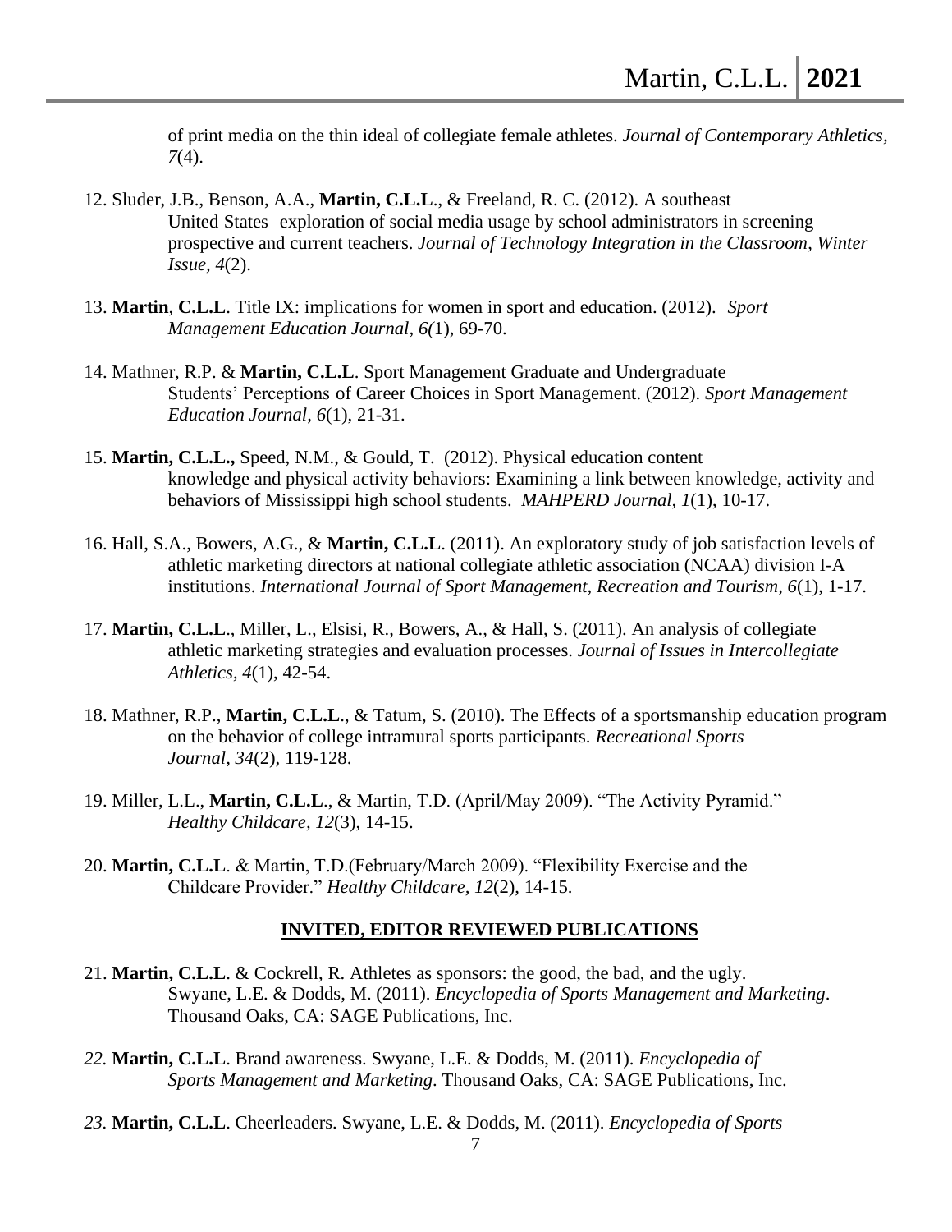of print media on the thin ideal of collegiate female athletes. *Journal of Contemporary Athletics, 7*(4).

12. Sluder, J.B., Benson, A.A., **Martin, C.L.L**., & Freeland, R. C. (2012). A southeast United States exploration of social media usage by school administrators in screening prospective and current teachers. *Journal of Technology Integration in the Classroom*, *Winter Issue, 4*(2).

13. **Martin**, **C.L.L**. Title IX: implications for women in sport and education. (2012). *Sport Management Education Journal*, *6(*1), 69-70.

14. Mathner, R.P. & **Martin, C.L.L**. Sport Management Graduate and Undergraduate Students' Perceptions of Career Choices in Sport Management. (2012). *Sport Management Education Journal, 6*(1), 21-31.

15. **Martin, C.L.L.,** Speed, N.M., & Gould, T. (2012). Physical education content knowledge and physical activity behaviors: Examining a link between knowledge, activity and behaviors of Mississippi high school students. *MAHPERD Journal, 1*(1), 10-17.

16. Hall, S.A., Bowers, A.G., & **Martin, C.L.L**. (2011). An exploratory study of job satisfaction levels of athletic marketing directors at national collegiate athletic association (NCAA) division I-A institutions. *International Journal of Sport Management, Recreation and Tourism, 6*(1), 1-17.

17. **Martin, C.L.L**., Miller, L., Elsisi, R., Bowers, A., & Hall, S. (2011). An analysis of collegiate athletic marketing strategies and evaluation processes. *Journal of Issues in Intercollegiate Athletics, 4*(1), 42-54.

18. Mathner, R.P., **Martin, C.L.L**., & Tatum, S. (2010). The Effects of a sportsmanship education program on the behavior of college intramural sports participants. *Recreational Sports Journal, 34*(2), 119-128.

19. Miller, L.L., **Martin, C.L.L**., & Martin, T.D. (April/May 2009). "The Activity Pyramid." *Healthy Childcare, 12*(3), 14-15.

20. **Martin, C.L.L**. & Martin, T.D.(February/March 2009). "Flexibility Exercise and the Childcare Provider." *Healthy Childcare, 12*(2), 14-15.

## INVITED, EDITOR REVIEWED PUBLICATIONS

21. **Martin, C.L.L**. & Cockrell, R. Athletes as sponsors: the good, the bad, and the ugly. Swyane, L.E. & Dodds, M. (2011). *Encyclopedia of Sports Management and Marketing*. Thousand Oaks, CA: SAGE Publications, Inc.

22. **Martin, C.L.L**. Brand awareness. Swyane, L.E. & Dodds, M. (2011). *Encyclopedia of Sports Management and Marketing*. Thousand Oaks, CA: SAGE Publications, Inc.

23. **Martin, C.L.L**. Cheerleaders. Swyane, L.E. & Dodds, M. (2011). *Encyclopedia of Sports*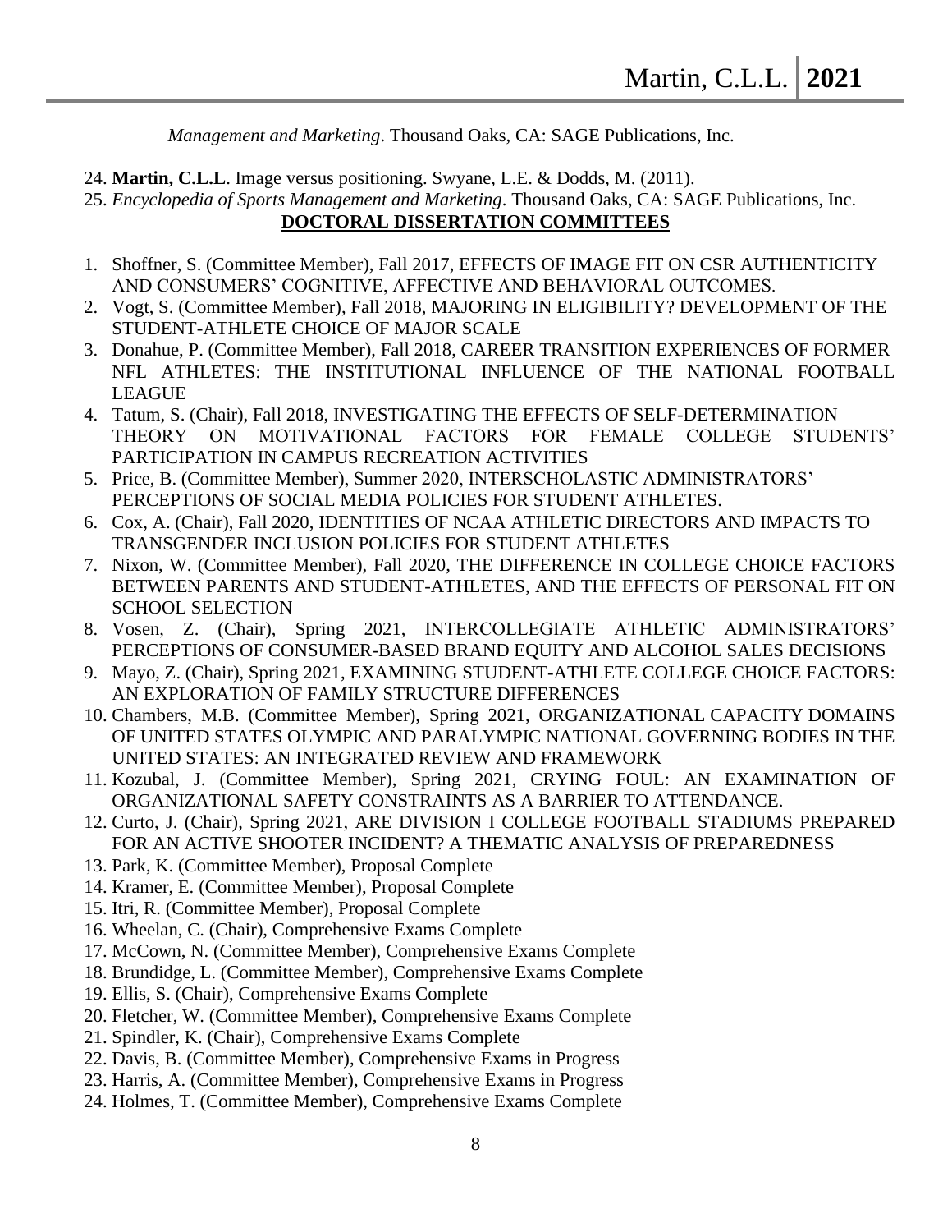*Management and Marketing*. Thousand Oaks, CA: SAGE Publications, Inc.

24. **Martin, C.L.L**. Image versus positioning. Swyane, L.E. & Dodds, M. (2011).
25. *Encyclopedia of Sports Management and Marketing*. Thousand Oaks, CA: SAGE Publications, Inc.

## DOCTORAL DISSERTATION COMMITTEES

1. Shoffner, S. (Committee Member), Fall 2017, EFFECTS OF IMAGE FIT ON CSR AUTHENTICITY AND CONSUMERS' COGNITIVE, AFFECTIVE AND BEHAVIORAL OUTCOMES.
2. Vogt, S. (Committee Member), Fall 2018, MAJORING IN ELIGIBILITY? DEVELOPMENT OF THE STUDENT-ATHLETE CHOICE OF MAJOR SCALE
3. Donahue, P. (Committee Member), Fall 2018, CAREER TRANSITION EXPERIENCES OF FORMER NFL ATHLETES: THE INSTITUTIONAL INFLUENCE OF THE NATIONAL FOOTBALL LEAGUE
4. Tatum, S. (Chair), Fall 2018, INVESTIGATING THE EFFECTS OF SELF-DETERMINATION THEORY ON MOTIVATIONAL FACTORS FOR FEMALE COLLEGE STUDENTS' PARTICIPATION IN CAMPUS RECREATION ACTIVITIES
5. Price, B. (Committee Member), Summer 2020, INTERSCHOLASTIC ADMINISTRATORS' PERCEPTIONS OF SOCIAL MEDIA POLICIES FOR STUDENT ATHLETES.
6. Cox, A. (Chair), Fall 2020, IDENTITIES OF NCAA ATHLETIC DIRECTORS AND IMPACTS TO TRANSGENDER INCLUSION POLICIES FOR STUDENT ATHLETES
7. Nixon, W. (Committee Member), Fall 2020, THE DIFFERENCE IN COLLEGE CHOICE FACTORS BETWEEN PARENTS AND STUDENT-ATHLETES, AND THE EFFECTS OF PERSONAL FIT ON SCHOOL SELECTION
8. Vosen, Z. (Chair), Spring 2021, INTERCOLLEGIATE ATHLETIC ADMINISTRATORS' PERCEPTIONS OF CONSUMER-BASED BRAND EQUITY AND ALCOHOL SALES DECISIONS
9. Mayo, Z. (Chair), Spring 2021, EXAMINING STUDENT-ATHLETE COLLEGE CHOICE FACTORS: AN EXPLORATION OF FAMILY STRUCTURE DIFFERENCES
10. Chambers, M.B. (Committee Member), Spring 2021, ORGANIZATIONAL CAPACITY DOMAINS OF UNITED STATES OLYMPIC AND PARALYMPIC NATIONAL GOVERNING BODIES IN THE UNITED STATES: AN INTEGRATED REVIEW AND FRAMEWORK
11. Kozubal, J. (Committee Member), Spring 2021, CRYING FOUL: AN EXAMINATION OF ORGANIZATIONAL SAFETY CONSTRAINTS AS A BARRIER TO ATTENDANCE.
12. Curto, J. (Chair), Spring 2021, ARE DIVISION I COLLEGE FOOTBALL STADIUMS PREPARED FOR AN ACTIVE SHOOTER INCIDENT? A THEMATIC ANALYSIS OF PREPAREDNESS
13. Park, K. (Committee Member), Proposal Complete
14. Kramer, E. (Committee Member), Proposal Complete
15. Itri, R. (Committee Member), Proposal Complete
16. Wheelan, C. (Chair), Comprehensive Exams Complete
17. McCown, N. (Committee Member), Comprehensive Exams Complete
18. Brundidge, L. (Committee Member), Comprehensive Exams Complete
19. Ellis, S. (Chair), Comprehensive Exams Complete
20. Fletcher, W. (Committee Member), Comprehensive Exams Complete
21. Spindler, K. (Chair), Comprehensive Exams Complete
22. Davis, B. (Committee Member), Comprehensive Exams in Progress
23. Harris, A. (Committee Member), Comprehensive Exams in Progress
24. Holmes, T. (Committee Member), Comprehensive Exams Complete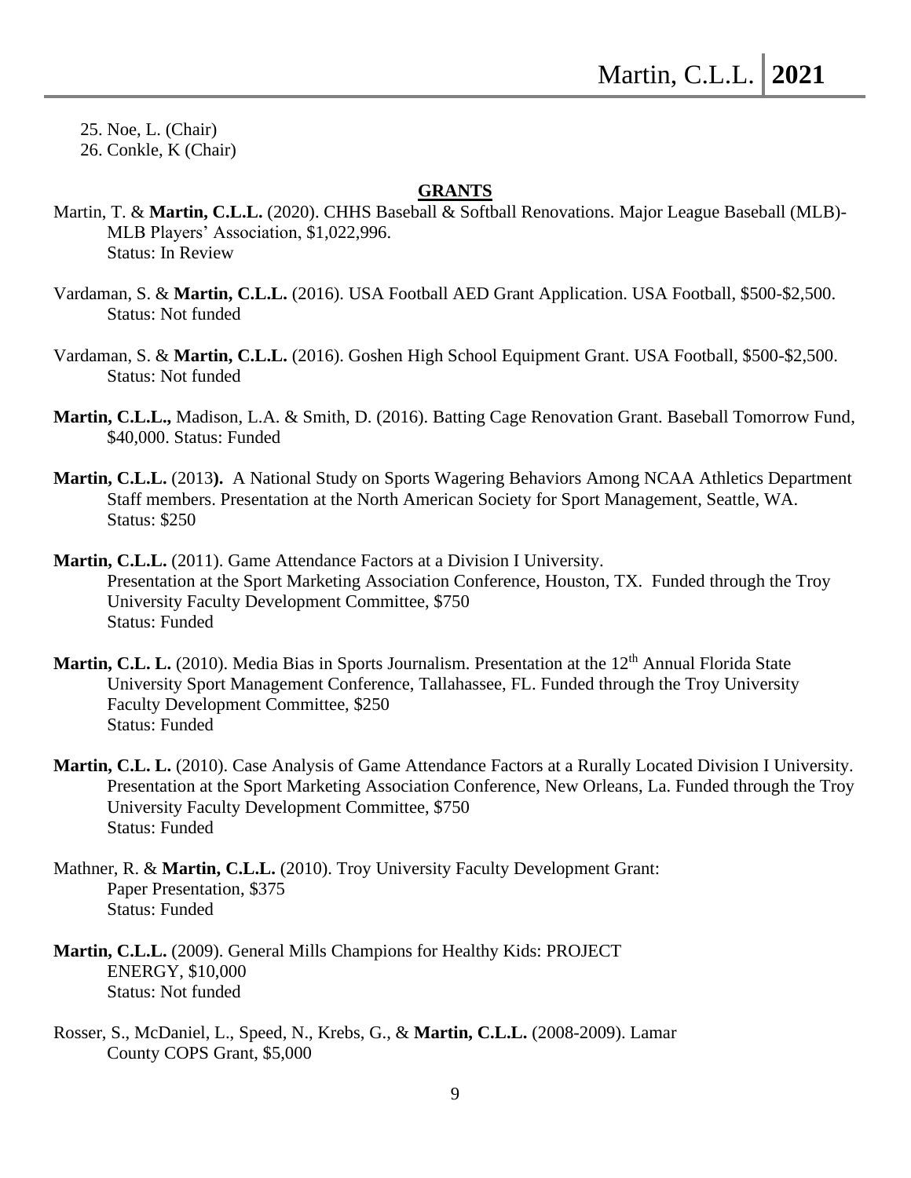25. Noe, L. (Chair)
26. Conkle, K (Chair)

## GRANTS

Martin, T. & **Martin, C.L.L.** (2020). CHHS Baseball & Softball Renovations. Major League Baseball (MLB)-MLB Players' Association, $1,022,996.
Status: In Review

Vardaman, S. & **Martin, C.L.L.** (2016). USA Football AED Grant Application. USA Football, $500-$2,500.
Status: Not funded

Vardaman, S. & **Martin, C.L.L.** (2016). Goshen High School Equipment Grant. USA Football, $500-$2,500.
Status: Not funded

**Martin, C.L.L.,** Madison, L.A. & Smith, D. (2016). Batting Cage Renovation Grant. Baseball Tomorrow Fund, $40,000. Status: Funded

**Martin, C.L.L.** (2013**).** A National Study on Sports Wagering Behaviors Among NCAA Athletics Department Staff members. Presentation at the North American Society for Sport Management, Seattle, WA.
Status: $250

**Martin, C.L.L.** (2011). Game Attendance Factors at a Division I University.
Presentation at the Sport Marketing Association Conference, Houston, TX. Funded through the Troy University Faculty Development Committee, $750
Status: Funded

**Martin, C.L. L.** (2010). Media Bias in Sports Journalism. Presentation at the 12th Annual Florida State University Sport Management Conference, Tallahassee, FL. Funded through the Troy University Faculty Development Committee, $250
Status: Funded

**Martin, C.L. L.** (2010). Case Analysis of Game Attendance Factors at a Rurally Located Division I University. Presentation at the Sport Marketing Association Conference, New Orleans, La. Funded through the Troy University Faculty Development Committee, $750
Status: Funded

Mathner, R. & **Martin, C.L.L.** (2010). Troy University Faculty Development Grant:
Paper Presentation, $375
Status: Funded

**Martin, C.L.L.** (2009). General Mills Champions for Healthy Kids: PROJECT ENERGY, $10,000
Status: Not funded

Rosser, S., McDaniel, L., Speed, N., Krebs, G., & **Martin, C.L.L.** (2008-2009). Lamar County COPS Grant, $5,000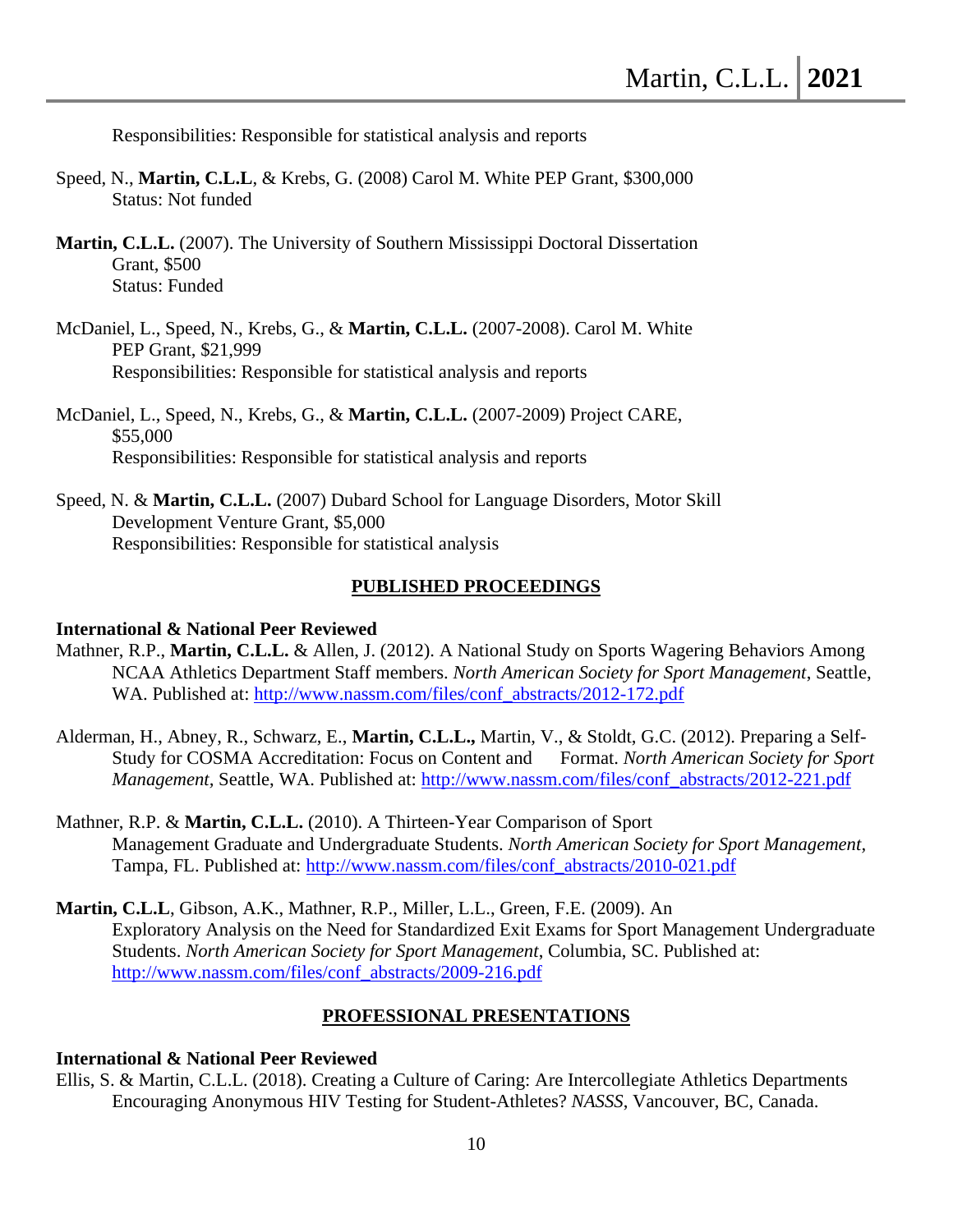Responsibilities: Responsible for statistical analysis and reports

Speed, N., **Martin, C.L.L**, & Krebs, G. (2008) Carol M. White PEP Grant, $300,000
Status: Not funded

**Martin, C.L.L.** (2007). The University of Southern Mississippi Doctoral Dissertation Grant, $500
Status: Funded

McDaniel, L., Speed, N., Krebs, G., & **Martin, C.L.L.** (2007-2008). Carol M. White PEP Grant, $21,999
Responsibilities: Responsible for statistical analysis and reports

McDaniel, L., Speed, N., Krebs, G., & **Martin, C.L.L.** (2007-2009) Project CARE, $55,000
Responsibilities: Responsible for statistical analysis and reports

Speed, N. & **Martin, C.L.L.** (2007) Dubard School for Language Disorders, Motor Skill Development Venture Grant, $5,000
Responsibilities: Responsible for statistical analysis

## PUBLISHED PROCEEDINGS

### International & National Peer Reviewed

Mathner, R.P., **Martin, C.L.L.** & Allen, J. (2012). A National Study on Sports Wagering Behaviors Among NCAA Athletics Department Staff members. *North American Society for Sport Management*, Seattle, WA. Published at: http://www.nassm.com/files/conf_abstracts/2012-172.pdf

Alderman, H., Abney, R., Schwarz, E., **Martin, C.L.L.,** Martin, V., & Stoldt, G.C. (2012). Preparing a Self-Study for COSMA Accreditation: Focus on Content and Format. *North American Society for Sport Management*, Seattle, WA. Published at: http://www.nassm.com/files/conf_abstracts/2012-221.pdf

Mathner, R.P. & **Martin, C.L.L.** (2010). A Thirteen-Year Comparison of Sport Management Graduate and Undergraduate Students. *North American Society for Sport Management*, Tampa, FL. Published at: http://www.nassm.com/files/conf_abstracts/2010-021.pdf

**Martin, C.L.L**, Gibson, A.K., Mathner, R.P., Miller, L.L., Green, F.E. (2009). An Exploratory Analysis on the Need for Standardized Exit Exams for Sport Management Undergraduate Students. *North American Society for Sport Management*, Columbia, SC. Published at: http://www.nassm.com/files/conf_abstracts/2009-216.pdf

## PROFESSIONAL PRESENTATIONS

### International & National Peer Reviewed

Ellis, S. & Martin, C.L.L. (2018). Creating a Culture of Caring: Are Intercollegiate Athletics Departments Encouraging Anonymous HIV Testing for Student-Athletes? *NASSS*, Vancouver, BC, Canada.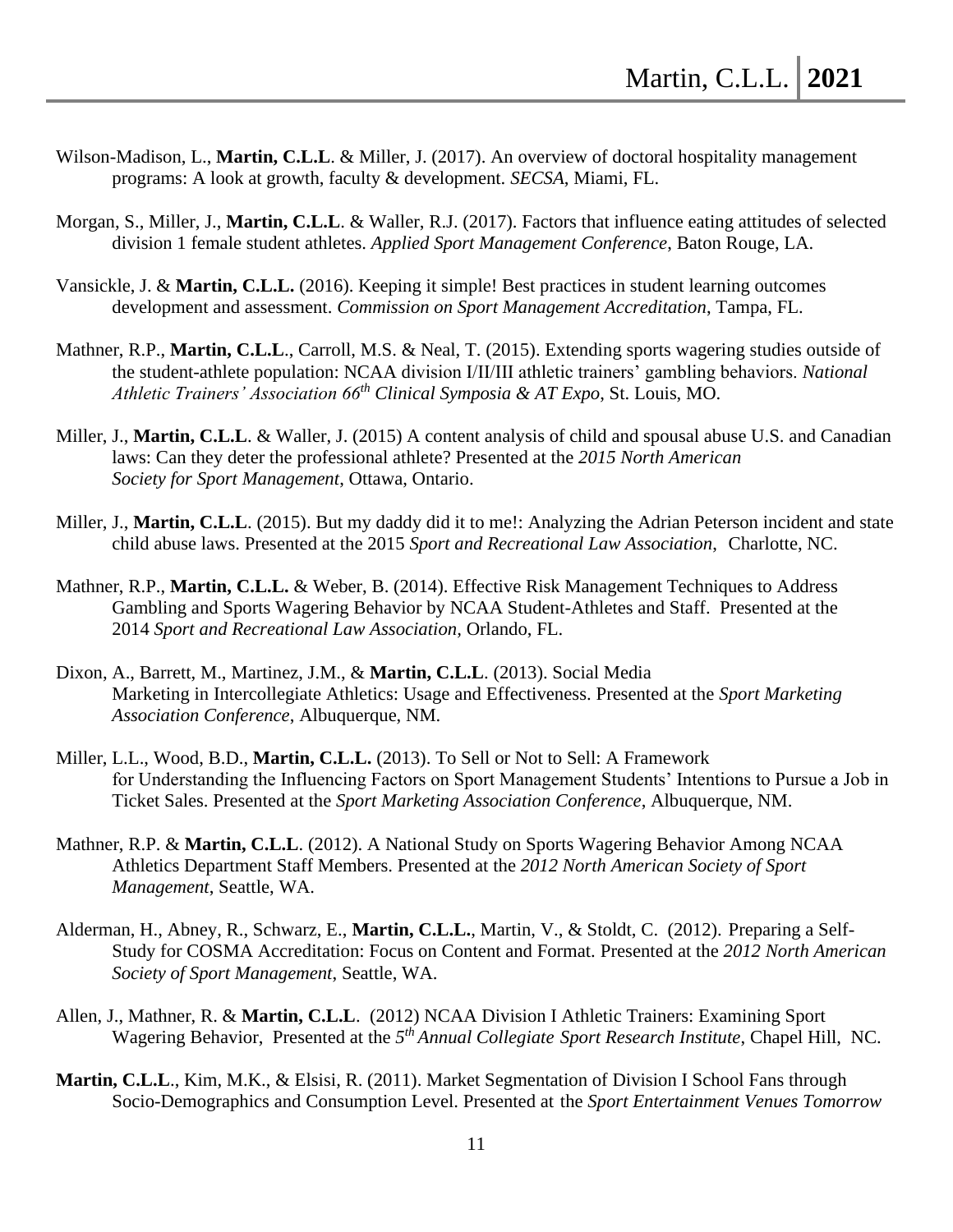Wilson-Madison, L., **Martin, C.L.L**. & Miller, J. (2017). An overview of doctoral hospitality management programs: A look at growth, faculty & development. *SECSA*, Miami, FL.

Morgan, S., Miller, J., **Martin, C.L.L**. & Waller, R.J. (2017). Factors that influence eating attitudes of selected division 1 female student athletes. *Applied Sport Management Conference*, Baton Rouge, LA.

Vansickle, J. & **Martin, C.L.L.** (2016). Keeping it simple! Best practices in student learning outcomes development and assessment. *Commission on Sport Management Accreditation*, Tampa, FL.

Mathner, R.P., **Martin, C.L.L**., Carroll, M.S. & Neal, T. (2015). Extending sports wagering studies outside of the student-athlete population: NCAA division I/II/III athletic trainers' gambling behaviors. *National Athletic Trainers' Association 66th Clinical Symposia & AT Expo*, St. Louis, MO.

Miller, J., **Martin, C.L.L**. & Waller, J. (2015) A content analysis of child and spousal abuse U.S. and Canadian laws: Can they deter the professional athlete? Presented at the *2015 North American Society for Sport Management*, Ottawa, Ontario.

Miller, J., **Martin, C.L.L**. (2015). But my daddy did it to me!: Analyzing the Adrian Peterson incident and state child abuse laws. Presented at the 2015 *Sport and Recreational Law Association*, Charlotte, NC.

Mathner, R.P., **Martin, C.L.L.** & Weber, B. (2014). Effective Risk Management Techniques to Address Gambling and Sports Wagering Behavior by NCAA Student-Athletes and Staff. Presented at the 2014 *Sport and Recreational Law Association*, Orlando, FL.

Dixon, A., Barrett, M., Martinez, J.M., & **Martin, C.L.L**. (2013). Social Media Marketing in Intercollegiate Athletics: Usage and Effectiveness. Presented at the *Sport Marketing Association Conference*, Albuquerque, NM.

Miller, L.L., Wood, B.D., **Martin, C.L.L.** (2013). To Sell or Not to Sell: A Framework for Understanding the Influencing Factors on Sport Management Students' Intentions to Pursue a Job in Ticket Sales. Presented at the *Sport Marketing Association Conference*, Albuquerque, NM.

Mathner, R.P. & **Martin, C.L.L**. (2012). A National Study on Sports Wagering Behavior Among NCAA Athletics Department Staff Members. Presented at the *2012 North American Society of Sport Management*, Seattle, WA.

Alderman, H., Abney, R., Schwarz, E., **Martin, C.L.L.**, Martin, V., & Stoldt, C. (2012). Preparing a Self-Study for COSMA Accreditation: Focus on Content and Format. Presented at the *2012 North American Society of Sport Management*, Seattle, WA.

Allen, J., Mathner, R. & **Martin, C.L.L**. (2012) NCAA Division I Athletic Trainers: Examining Sport Wagering Behavior, Presented at the *5th Annual Collegiate Sport Research Institute*, Chapel Hill, NC.

**Martin, C.L.L**., Kim, M.K., & Elsisi, R. (2011). Market Segmentation of Division I School Fans through Socio-Demographics and Consumption Level. Presented at the *Sport Entertainment Venues Tomorrow*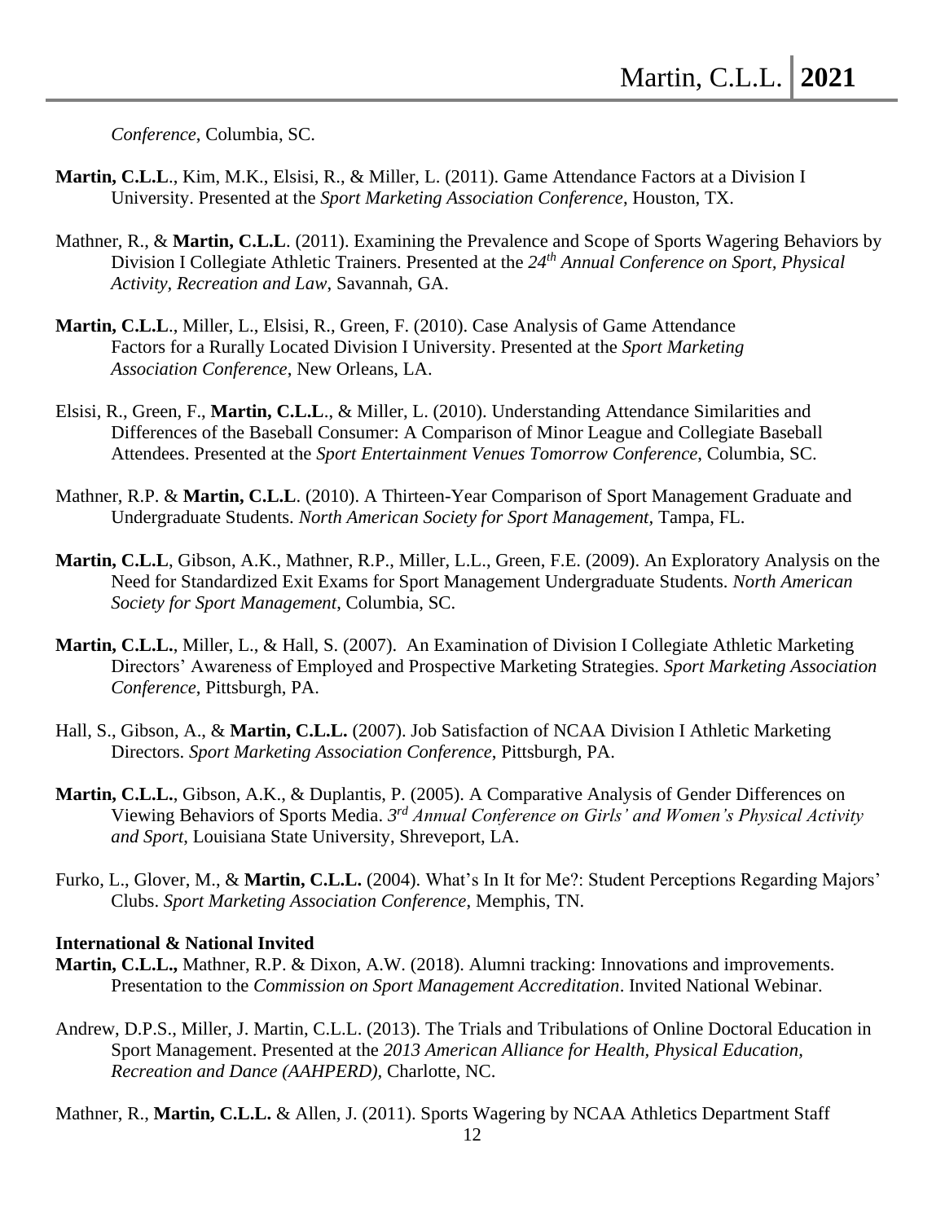*Conference*, Columbia, SC.

**Martin, C.L.L**., Kim, M.K., Elsisi, R., & Miller, L. (2011). Game Attendance Factors at a Division I University. Presented at the *Sport Marketing Association Conference*, Houston, TX.

Mathner, R., & **Martin, C.L.L**. (2011). Examining the Prevalence and Scope of Sports Wagering Behaviors by Division I Collegiate Athletic Trainers. Presented at the *24th Annual Conference on Sport, Physical Activity, Recreation and Law*, Savannah, GA.

**Martin, C.L.L**., Miller, L., Elsisi, R., Green, F. (2010). Case Analysis of Game Attendance Factors for a Rurally Located Division I University. Presented at the *Sport Marketing Association Conference*, New Orleans, LA.

Elsisi, R., Green, F., **Martin, C.L.L**., & Miller, L. (2010). Understanding Attendance Similarities and Differences of the Baseball Consumer: A Comparison of Minor League and Collegiate Baseball Attendees. Presented at the *Sport Entertainment Venues Tomorrow Conference*, Columbia, SC.

Mathner, R.P. & **Martin, C.L.L**. (2010). A Thirteen-Year Comparison of Sport Management Graduate and Undergraduate Students. *North American Society for Sport Management*, Tampa, FL.

**Martin, C.L.L**, Gibson, A.K., Mathner, R.P., Miller, L.L., Green, F.E. (2009). An Exploratory Analysis on the Need for Standardized Exit Exams for Sport Management Undergraduate Students. *North American Society for Sport Management*, Columbia, SC.

**Martin, C.L.L.**, Miller, L., & Hall, S. (2007). An Examination of Division I Collegiate Athletic Marketing Directors' Awareness of Employed and Prospective Marketing Strategies. *Sport Marketing Association Conference*, Pittsburgh, PA.

Hall, S., Gibson, A., & **Martin, C.L.L.** (2007). Job Satisfaction of NCAA Division I Athletic Marketing Directors. *Sport Marketing Association Conference*, Pittsburgh, PA.

**Martin, C.L.L.**, Gibson, A.K., & Duplantis, P. (2005). A Comparative Analysis of Gender Differences on Viewing Behaviors of Sports Media. *3rd Annual Conference on Girls' and Women's Physical Activity and Sport*, Louisiana State University, Shreveport, LA.

Furko, L., Glover, M., & **Martin, C.L.L.** (2004). What's In It for Me?: Student Perceptions Regarding Majors' Clubs. *Sport Marketing Association Conference*, Memphis, TN.

**International & National Invited**

**Martin, C.L.L.,** Mathner, R.P. & Dixon, A.W. (2018). Alumni tracking: Innovations and improvements. Presentation to the *Commission on Sport Management Accreditation*. Invited National Webinar.

Andrew, D.P.S., Miller, J. Martin, C.L.L. (2013). The Trials and Tribulations of Online Doctoral Education in Sport Management. Presented at the *2013 American Alliance for Health, Physical Education, Recreation and Dance (AAHPERD)*, Charlotte, NC.

Mathner, R., **Martin, C.L.L.** & Allen, J. (2011). Sports Wagering by NCAA Athletics Department Staff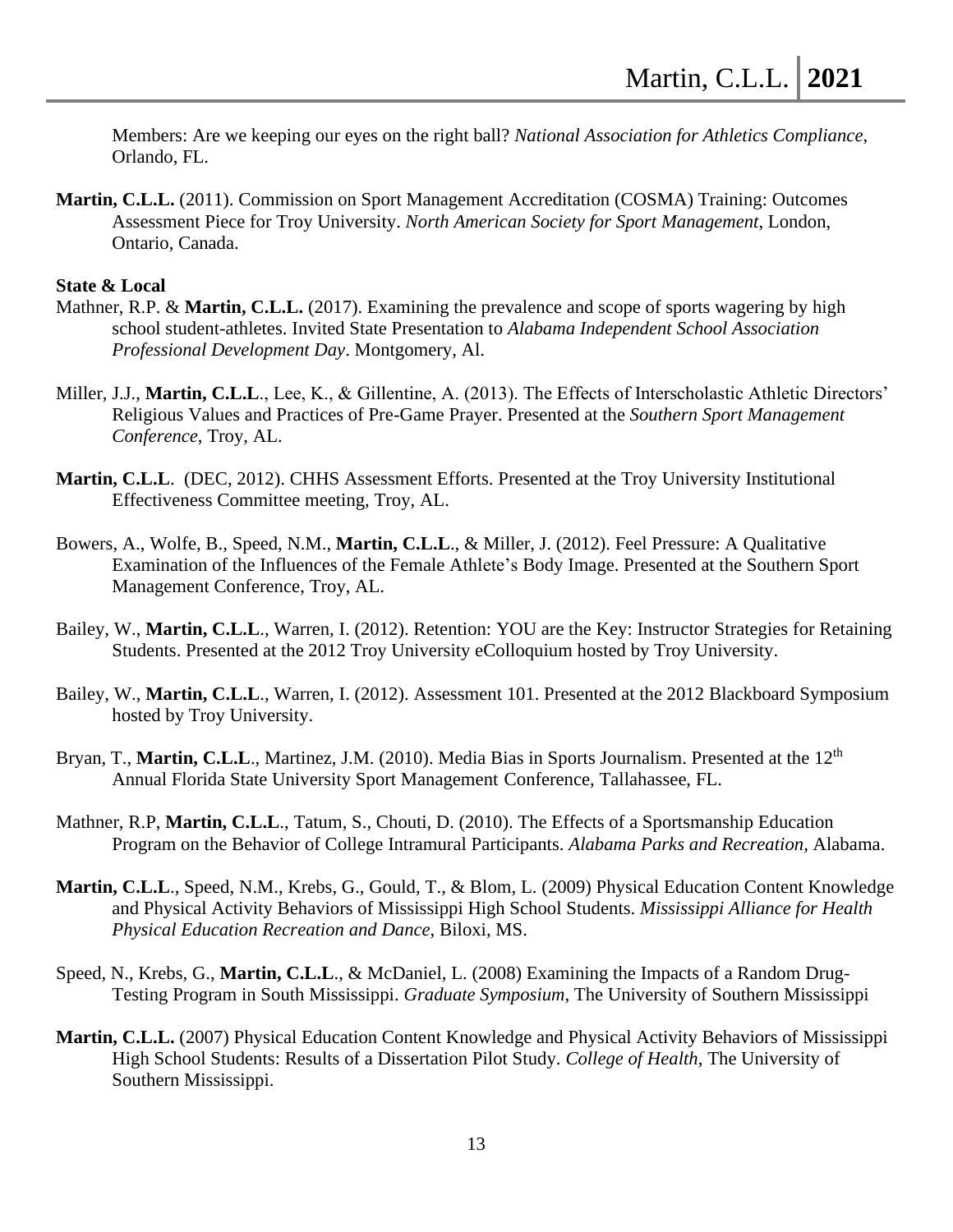Members: Are we keeping our eyes on the right ball? *National Association for Athletics Compliance*, Orlando, FL.

**Martin, C.L.L.** (2011). Commission on Sport Management Accreditation (COSMA) Training: Outcomes Assessment Piece for Troy University. *North American Society for Sport Management*, London, Ontario, Canada.

**State & Local**

Mathner, R.P. & **Martin, C.L.L.** (2017). Examining the prevalence and scope of sports wagering by high school student-athletes. Invited State Presentation to *Alabama Independent School Association Professional Development Day*. Montgomery, Al.

Miller, J.J., **Martin, C.L.L**., Lee, K., & Gillentine, A. (2013). The Effects of Interscholastic Athletic Directors' Religious Values and Practices of Pre-Game Prayer. Presented at the *Southern Sport Management Conference*, Troy, AL.

**Martin, C.L.L**. (DEC, 2012). CHHS Assessment Efforts. Presented at the Troy University Institutional Effectiveness Committee meeting, Troy, AL.

Bowers, A., Wolfe, B., Speed, N.M., **Martin, C.L.L**., & Miller, J. (2012). Feel Pressure: A Qualitative Examination of the Influences of the Female Athlete's Body Image. Presented at the Southern Sport Management Conference, Troy, AL.

Bailey, W., **Martin, C.L.L**., Warren, I. (2012). Retention: YOU are the Key: Instructor Strategies for Retaining Students. Presented at the 2012 Troy University eColloquium hosted by Troy University.

Bailey, W., **Martin, C.L.L**., Warren, I. (2012). Assessment 101. Presented at the 2012 Blackboard Symposium hosted by Troy University.

Bryan, T., **Martin, C.L.L**., Martinez, J.M. (2010). Media Bias in Sports Journalism. Presented at the 12th Annual Florida State University Sport Management Conference, Tallahassee, FL.

Mathner, R.P, **Martin, C.L.L**., Tatum, S., Chouti, D. (2010). The Effects of a Sportsmanship Education Program on the Behavior of College Intramural Participants. *Alabama Parks and Recreation*, Alabama.

**Martin, C.L.L**., Speed, N.M., Krebs, G., Gould, T., & Blom, L. (2009) Physical Education Content Knowledge and Physical Activity Behaviors of Mississippi High School Students. *Mississippi Alliance for Health Physical Education Recreation and Dance*, Biloxi, MS.

Speed, N., Krebs, G., **Martin, C.L.L**., & McDaniel, L. (2008) Examining the Impacts of a Random Drug-Testing Program in South Mississippi. *Graduate Symposium*, The University of Southern Mississippi

**Martin, C.L.L.** (2007) Physical Education Content Knowledge and Physical Activity Behaviors of Mississippi High School Students: Results of a Dissertation Pilot Study. *College of Health*, The University of Southern Mississippi.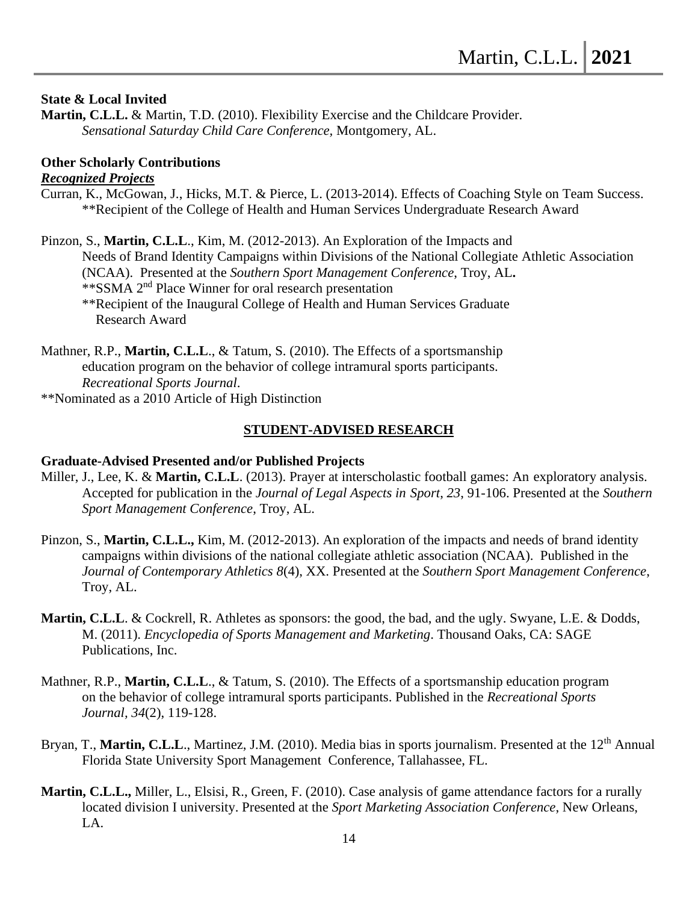**State & Local Invited**

**Martin, C.L.L.** & Martin, T.D. (2010). Flexibility Exercise and the Childcare Provider. *Sensational Saturday Child Care Conference*, Montgomery, AL.

**Other Scholarly Contributions**

***Recognized Projects***

Curran, K., McGowan, J., Hicks, M.T. & Pierce, L. (2013-2014). Effects of Coaching Style on Team Success.
**Recipient of the College of Health and Human Services Undergraduate Research Award

Pinzon, S., **Martin, C.L.L**., Kim, M. (2012-2013). An Exploration of the Impacts and Needs of Brand Identity Campaigns within Divisions of the National Collegiate Athletic Association (NCAA). Presented at the *Southern Sport Management Conference*, Troy, AL.
**SSMA 2nd Place Winner for oral research presentation
**Recipient of the Inaugural College of Health and Human Services Graduate Research Award

Mathner, R.P., **Martin, C.L.L**., & Tatum, S. (2010). The Effects of a sportsmanship education program on the behavior of college intramural sports participants. *Recreational Sports Journal*.
**Nominated as a 2010 Article of High Distinction

## STUDENT-ADVISED RESEARCH

**Graduate-Advised Presented and/or Published Projects**

Miller, J., Lee, K. & **Martin, C.L.L**. (2013). Prayer at interscholastic football games: An exploratory analysis. Accepted for publication in the *Journal of Legal Aspects in Sport*, *23*, 91-106. Presented at the *Southern Sport Management Conference*, Troy, AL.

Pinzon, S., **Martin, C.L.L.,** Kim, M. (2012-2013). An exploration of the impacts and needs of brand identity campaigns within divisions of the national collegiate athletic association (NCAA). Published in the *Journal of Contemporary Athletics 8*(4), XX. Presented at the *Southern Sport Management Conference*, Troy, AL.

**Martin, C.L.L**. & Cockrell, R. Athletes as sponsors: the good, the bad, and the ugly. Swyane, L.E. & Dodds, M. (2011). *Encyclopedia of Sports Management and Marketing*. Thousand Oaks, CA: SAGE Publications, Inc.

Mathner, R.P., **Martin, C.L.L**., & Tatum, S. (2010). The Effects of a sportsmanship education program on the behavior of college intramural sports participants. Published in the *Recreational Sports Journal*, *34*(2), 119-128.

Bryan, T., **Martin, C.L.L**., Martinez, J.M. (2010). Media bias in sports journalism. Presented at the 12th Annual Florida State University Sport Management Conference, Tallahassee, FL.

**Martin, C.L.L.,** Miller, L., Elsisi, R., Green, F. (2010). Case analysis of game attendance factors for a rurally located division I university. Presented at the *Sport Marketing Association Conference*, New Orleans, LA.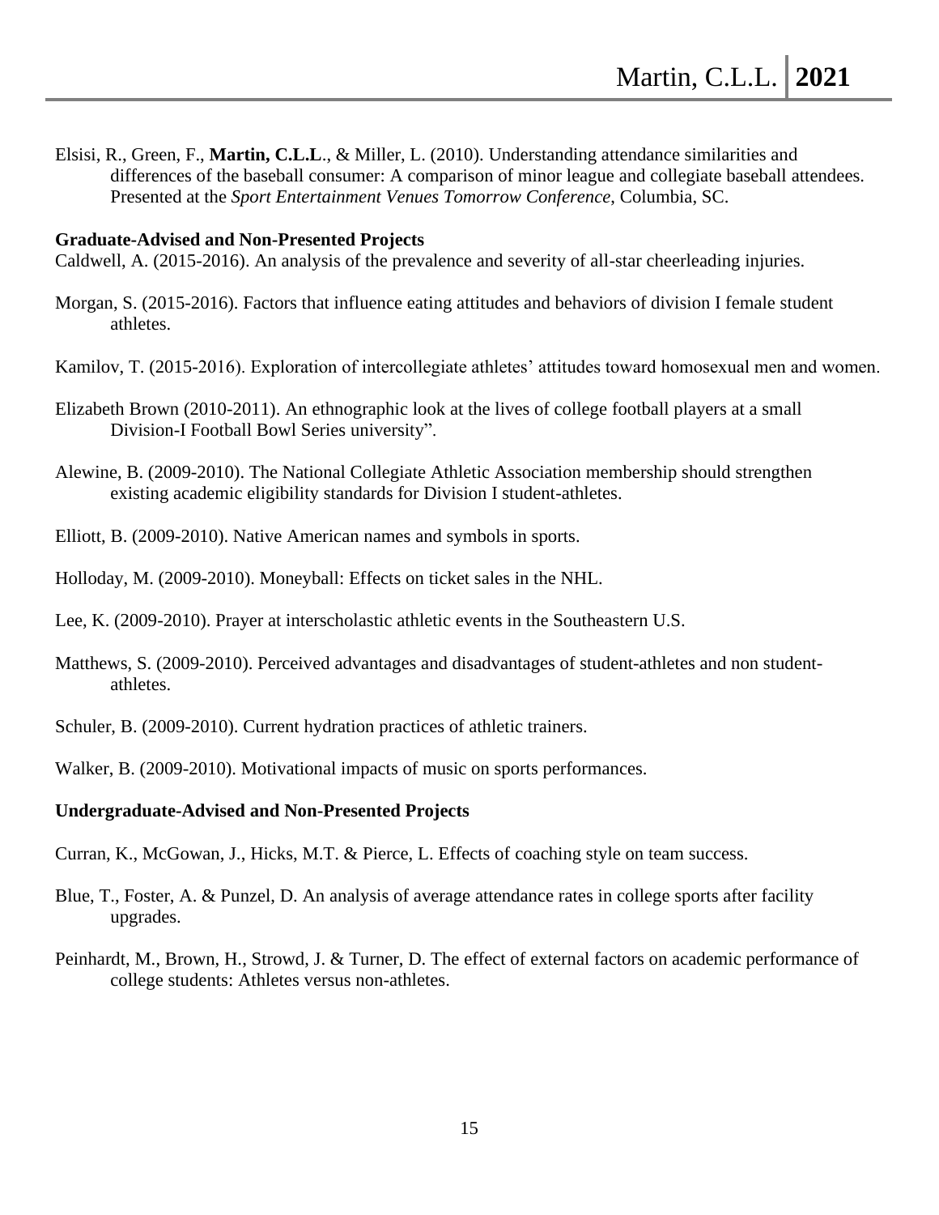Elsisi, R., Green, F., **Martin, C.L.L**., & Miller, L. (2010). Understanding attendance similarities and differences of the baseball consumer: A comparison of minor league and collegiate baseball attendees. Presented at the *Sport Entertainment Venues Tomorrow Conference*, Columbia, SC.

**Graduate-Advised and Non-Presented Projects**

Caldwell, A. (2015-2016). An analysis of the prevalence and severity of all-star cheerleading injuries.

Morgan, S. (2015-2016). Factors that influence eating attitudes and behaviors of division I female student athletes.

Kamilov, T. (2015-2016). Exploration of intercollegiate athletes' attitudes toward homosexual men and women.

Elizabeth Brown (2010-2011). An ethnographic look at the lives of college football players at a small Division-I Football Bowl Series university".

Alewine, B. (2009-2010). The National Collegiate Athletic Association membership should strengthen existing academic eligibility standards for Division I student-athletes.

Elliott, B. (2009-2010). Native American names and symbols in sports.

Holloday, M. (2009-2010). Moneyball: Effects on ticket sales in the NHL.

Lee, K. (2009-2010). Prayer at interscholastic athletic events in the Southeastern U.S.

Matthews, S. (2009-2010). Perceived advantages and disadvantages of student-athletes and non student-athletes.

Schuler, B. (2009-2010). Current hydration practices of athletic trainers.

Walker, B. (2009-2010). Motivational impacts of music on sports performances.

**Undergraduate-Advised and Non-Presented Projects**

Curran, K., McGowan, J., Hicks, M.T. & Pierce, L. Effects of coaching style on team success.

Blue, T., Foster, A. & Punzel, D. An analysis of average attendance rates in college sports after facility upgrades.

Peinhardt, M., Brown, H., Strowd, J. & Turner, D. The effect of external factors on academic performance of college students: Athletes versus non-athletes.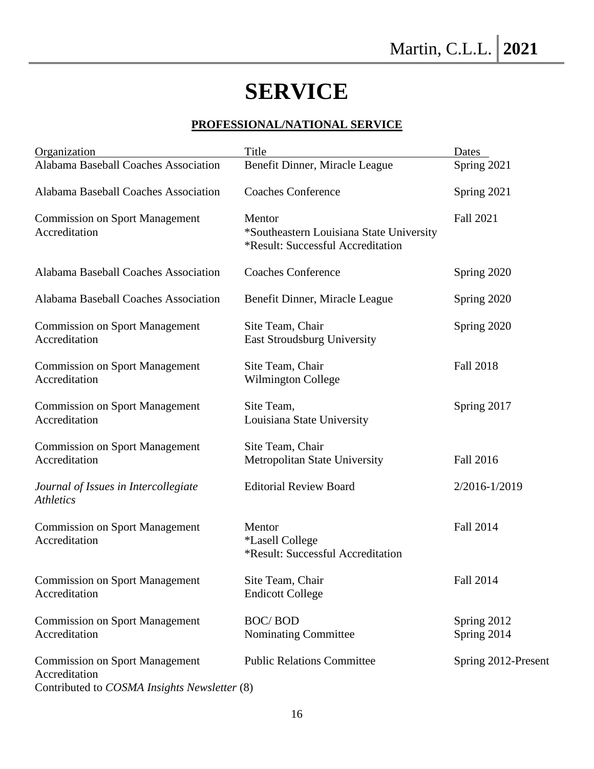# SERVICE

## PROFESSIONAL/NATIONAL SERVICE

| Organization | Title | Dates |
|---|---|---|
| Alabama Baseball Coaches Association | Benefit Dinner, Miracle League | Spring 2021 |
| Alabama Baseball Coaches Association | Coaches Conference | Spring 2021 |
| Commission on Sport Management Accreditation | Mentor<br>*Southeastern Louisiana State University<br>*Result: Successful Accreditation | Fall 2021 |
| Alabama Baseball Coaches Association | Coaches Conference | Spring 2020 |
| Alabama Baseball Coaches Association | Benefit Dinner, Miracle League | Spring 2020 |
| Commission on Sport Management Accreditation | Site Team, Chair<br>East Stroudsburg University | Spring 2020 |
| Commission on Sport Management Accreditation | Site Team, Chair<br>Wilmington College | Fall 2018 |
| Commission on Sport Management Accreditation | Site Team,<br>Louisiana State University | Spring 2017 |
| Commission on Sport Management Accreditation | Site Team, Chair<br>Metropolitan State University | Fall 2016 |
| *Journal of Issues in Intercollegiate Athletics* | Editorial Review Board | 2/2016-1/2019 |
| Commission on Sport Management Accreditation | Mentor<br>*Lasell College<br>*Result: Successful Accreditation | Fall 2014 |
| Commission on Sport Management Accreditation | Site Team, Chair<br>Endicott College | Fall 2014 |
| Commission on Sport Management Accreditation | BOC/ BOD<br>Nominating Committee | Spring 2012<br>Spring 2014 |
| Commission on Sport Management Accreditation<br>Contributed to *COSMA Insights Newsletter* (8) | Public Relations Committee | Spring 2012-Present |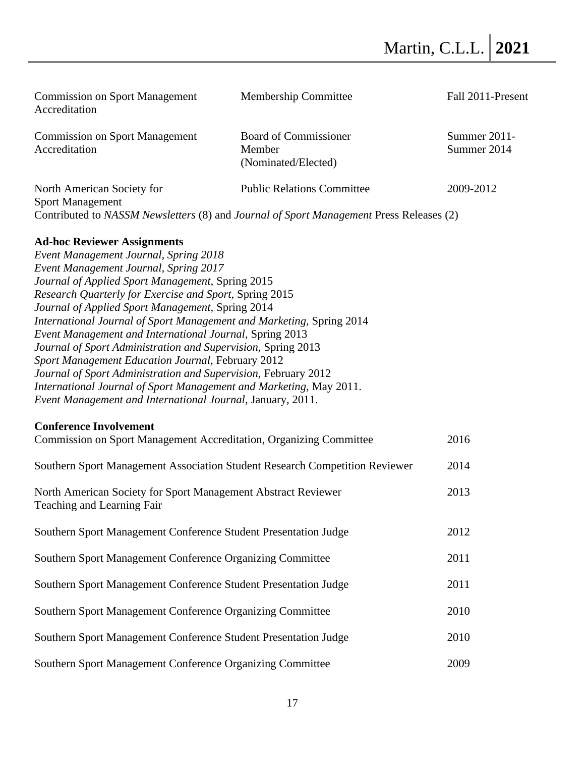| | | |
|---|---|---|
| Commission on Sport Management Accreditation | Membership Committee | Fall 2011-Present |
| Commission on Sport Management Accreditation | Board of Commissioner Member (Nominated/Elected) | Summer 2011-Summer 2014 |
| North American Society for Sport Management | Public Relations Committee | 2009-2012 |

Contributed to *NASSM Newsletters* (8) and *Journal of Sport Management* Press Releases (2)

**Ad-hoc Reviewer Assignments**

*Event Management Journal, Spring 2018*
*Event Management Journal, Spring 2017*
*Journal of Applied Sport Management,* Spring 2015
*Research Quarterly for Exercise and Sport,* Spring 2015
*Journal of Applied Sport Management,* Spring 2014
*International Journal of Sport Management and Marketing,* Spring 2014
*Event Management and International Journal*, Spring 2013
*Journal of Sport Administration and Supervision,* Spring 2013
*Sport Management Education Journal,* February 2012
*Journal of Sport Administration and Supervision,* February 2012
*International Journal of Sport Management and Marketing,* May 2011.
*Event Management and International Journal*, January, 2011.

**Conference Involvement**

| | |
|---|---|
| Commission on Sport Management Accreditation, Organizing Committee | 2016 |
| Southern Sport Management Association Student Research Competition Reviewer | 2014 |
| North American Society for Sport Management Abstract Reviewer Teaching and Learning Fair | 2013 |
| Southern Sport Management Conference Student Presentation Judge | 2012 |
| Southern Sport Management Conference Organizing Committee | 2011 |
| Southern Sport Management Conference Student Presentation Judge | 2011 |
| Southern Sport Management Conference Organizing Committee | 2010 |
| Southern Sport Management Conference Student Presentation Judge | 2010 |
| Southern Sport Management Conference Organizing Committee | 2009 |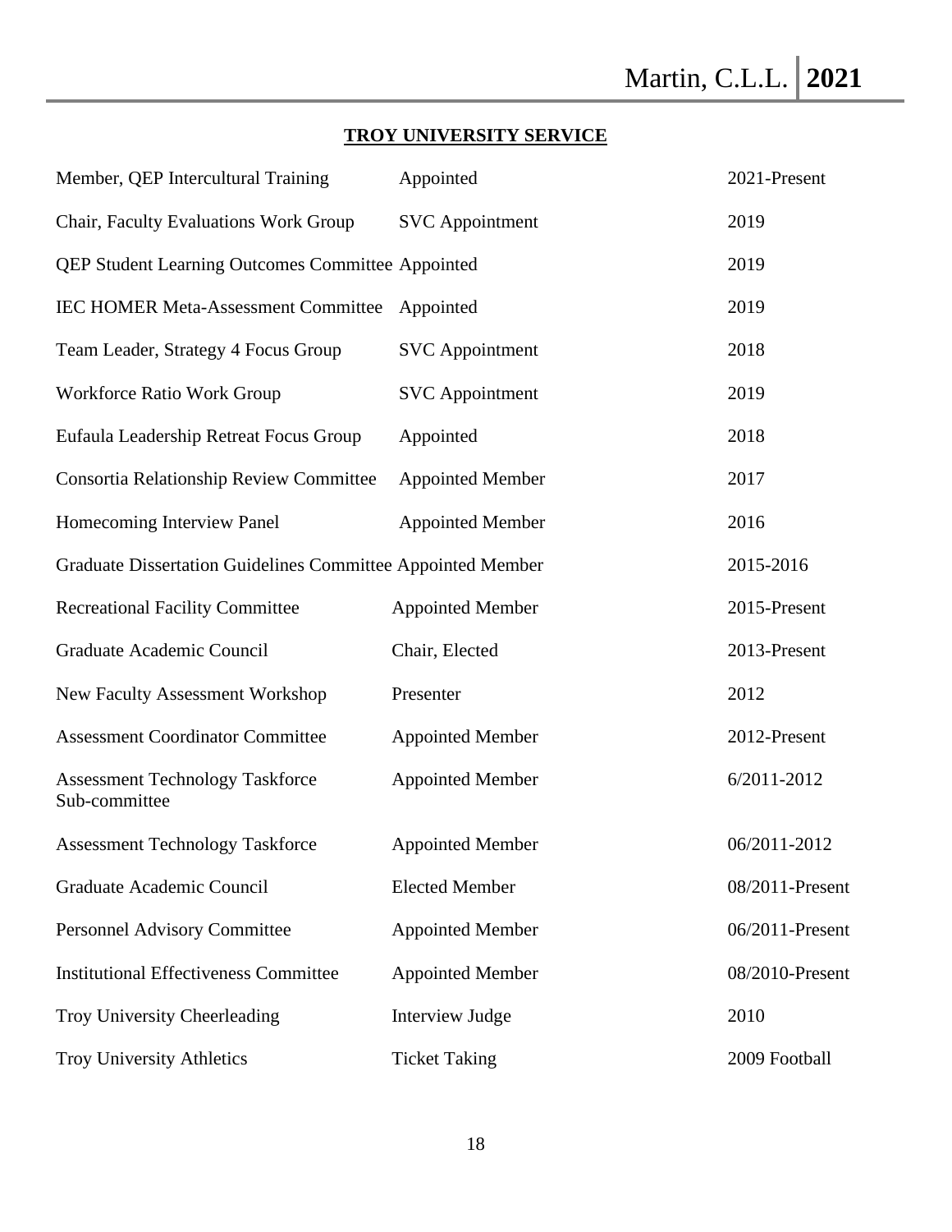**TROY UNIVERSITY SERVICE**

| | | |
|---|---|---|
| Member, QEP Intercultural Training | Appointed | 2021-Present |
| Chair, Faculty Evaluations Work Group | SVC Appointment | 2019 |
| QEP Student Learning Outcomes Committee | Appointed | 2019 |
| IEC HOMER Meta-Assessment Committee | Appointed | 2019 |
| Team Leader, Strategy 4 Focus Group | SVC Appointment | 2018 |
| Workforce Ratio Work Group | SVC Appointment | 2019 |
| Eufaula Leadership Retreat Focus Group | Appointed | 2018 |
| Consortia Relationship Review Committee | Appointed Member | 2017 |
| Homecoming Interview Panel | Appointed Member | 2016 |
| Graduate Dissertation Guidelines Committee | Appointed Member | 2015-2016 |
| Recreational Facility Committee | Appointed Member | 2015-Present |
| Graduate Academic Council | Chair, Elected | 2013-Present |
| New Faculty Assessment Workshop | Presenter | 2012 |
| Assessment Coordinator Committee | Appointed Member | 2012-Present |
| Assessment Technology Taskforce Sub-committee | Appointed Member | 6/2011-2012 |
| Assessment Technology Taskforce | Appointed Member | 06/2011-2012 |
| Graduate Academic Council | Elected Member | 08/2011-Present |
| Personnel Advisory Committee | Appointed Member | 06/2011-Present |
| Institutional Effectiveness Committee | Appointed Member | 08/2010-Present |
| Troy University Cheerleading | Interview Judge | 2010 |
| Troy University Athletics | Ticket Taking | 2009 Football |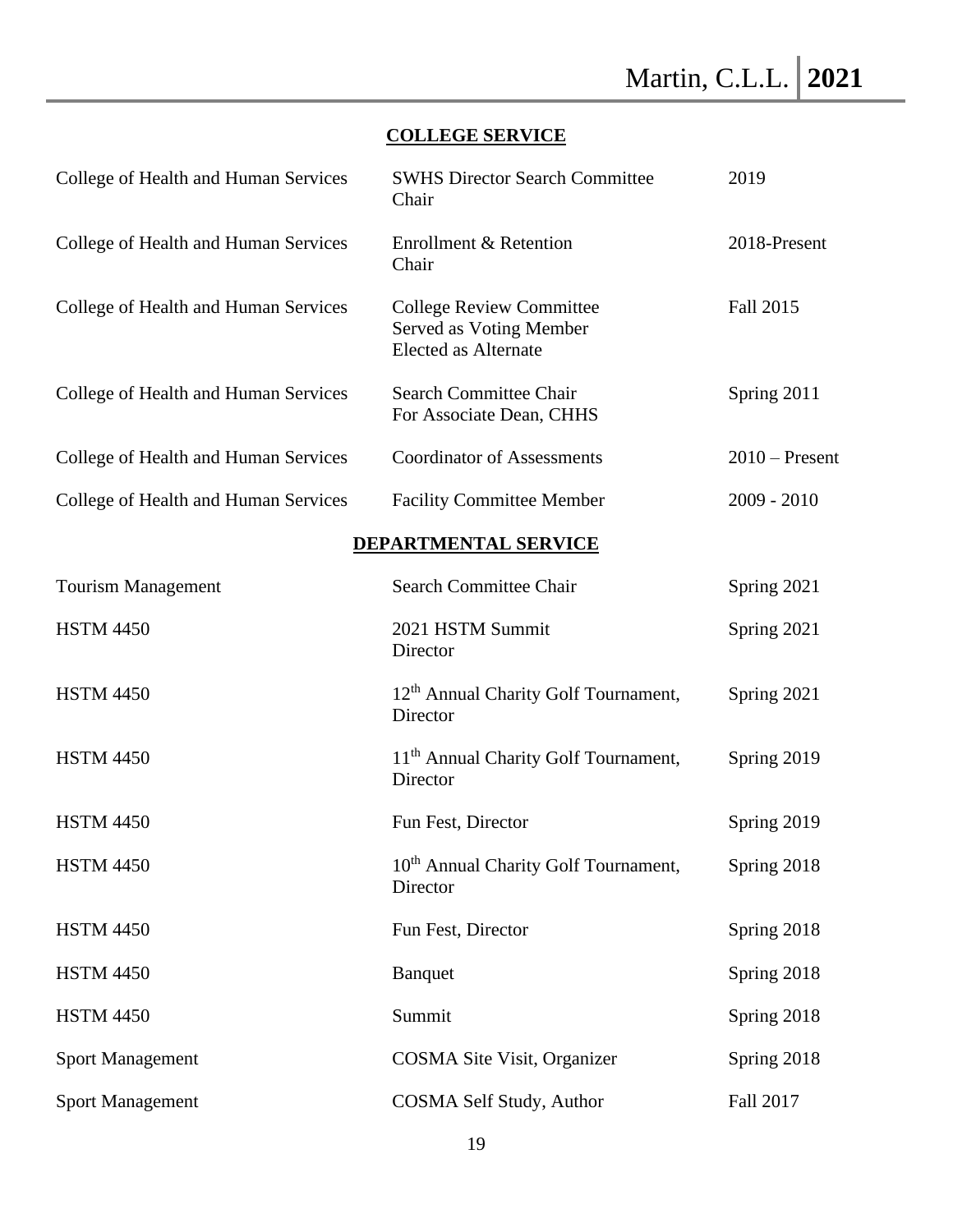## COLLEGE SERVICE

| | | |
|---|---|---|
| College of Health and Human Services | SWHS Director Search Committee Chair | 2019 |
| College of Health and Human Services | Enrollment & Retention Chair | 2018-Present |
| College of Health and Human Services | College Review Committee Served as Voting Member Elected as Alternate | Fall 2015 |
| College of Health and Human Services | Search Committee Chair For Associate Dean, CHHS | Spring 2011 |
| College of Health and Human Services | Coordinator of Assessments | 2010 – Present |
| College of Health and Human Services | Facility Committee Member | 2009 - 2010 |

## DEPARTMENTAL SERVICE

| | | |
|---|---|---|
| Tourism Management | Search Committee Chair | Spring 2021 |
| HSTM 4450 | 2021 HSTM Summit Director | Spring 2021 |
| HSTM 4450 | 12th Annual Charity Golf Tournament, Director | Spring 2021 |
| HSTM 4450 | 11th Annual Charity Golf Tournament, Director | Spring 2019 |
| HSTM 4450 | Fun Fest, Director | Spring 2019 |
| HSTM 4450 | 10th Annual Charity Golf Tournament, Director | Spring 2018 |
| HSTM 4450 | Fun Fest, Director | Spring 2018 |
| HSTM 4450 | Banquet | Spring 2018 |
| HSTM 4450 | Summit | Spring 2018 |
| Sport Management | COSMA Site Visit, Organizer | Spring 2018 |
| Sport Management | COSMA Self Study, Author | Fall 2017 |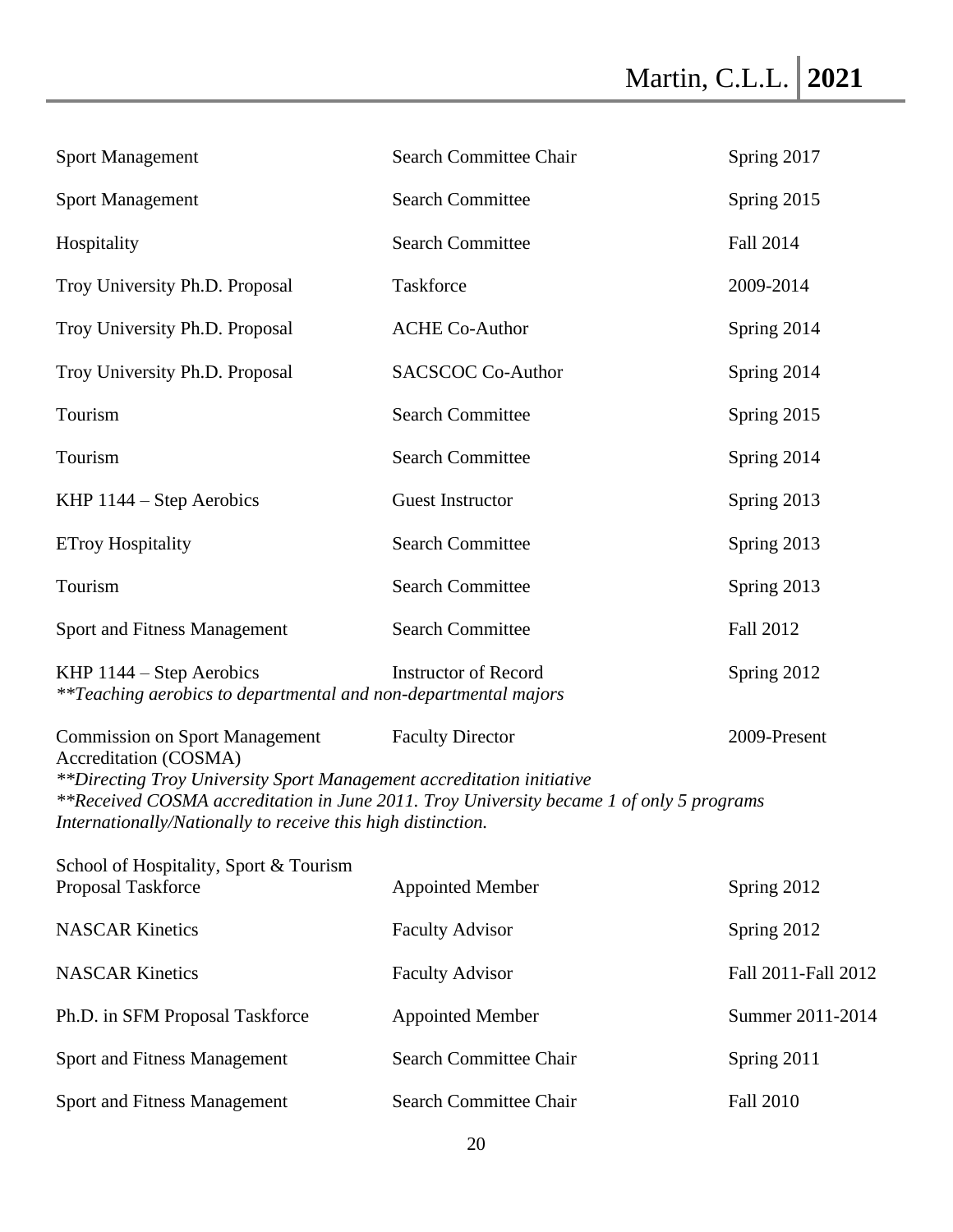| | | |
|---|---|---|
| Sport Management | Search Committee Chair | Spring 2017 |
| Sport Management | Search Committee | Spring 2015 |
| Hospitality | Search Committee | Fall 2014 |
| Troy University Ph.D. Proposal | Taskforce | 2009-2014 |
| Troy University Ph.D. Proposal | ACHE Co-Author | Spring 2014 |
| Troy University Ph.D. Proposal | SACSCOC Co-Author | Spring 2014 |
| Tourism | Search Committee | Spring 2015 |
| Tourism | Search Committee | Spring 2014 |
| KHP 1144 – Step Aerobics | Guest Instructor | Spring 2013 |
| ETroy Hospitality | Search Committee | Spring 2013 |
| Tourism | Search Committee | Spring 2013 |
| Sport and Fitness Management | Search Committee | Fall 2012 |
| KHP 1144 – Step Aerobics | Instructor of Record | Spring 2012 |

*\*\*Teaching aerobics to departmental and non-departmental majors*

| | | |
|---|---|---|
| Commission on Sport Management Accreditation (COSMA) | Faculty Director | 2009-Present |

*\*\*Directing Troy University Sport Management accreditation initiative*
*\*\*Received COSMA accreditation in June 2011. Troy University became 1 of only 5 programs Internationally/Nationally to receive this high distinction.*

| | | |
|---|---|---|
| School of Hospitality, Sport & Tourism Proposal Taskforce | Appointed Member | Spring 2012 |
| NASCAR Kinetics | Faculty Advisor | Spring 2012 |
| NASCAR Kinetics | Faculty Advisor | Fall 2011-Fall 2012 |
| Ph.D. in SFM Proposal Taskforce | Appointed Member | Summer 2011-2014 |
| Sport and Fitness Management | Search Committee Chair | Spring 2011 |
| Sport and Fitness Management | Search Committee Chair | Fall 2010 |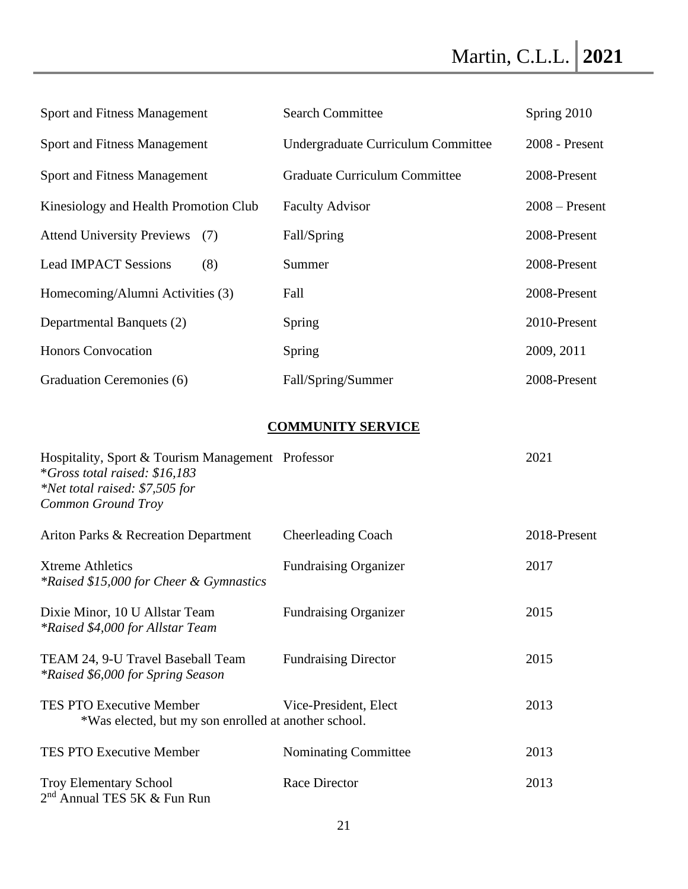| | | |
|---|---|---|
| Sport and Fitness Management | Search Committee | Spring 2010 |
| Sport and Fitness Management | Undergraduate Curriculum Committee | 2008 - Present |
| Sport and Fitness Management | Graduate Curriculum Committee | 2008-Present |
| Kinesiology and Health Promotion Club | Faculty Advisor | 2008 – Present |
| Attend University Previews (7) | Fall/Spring | 2008-Present |
| Lead IMPACT Sessions (8) | Summer | 2008-Present |
| Homecoming/Alumni Activities (3) | Fall | 2008-Present |
| Departmental Banquets (2) | Spring | 2010-Present |
| Honors Convocation | Spring | 2009, 2011 |
| Graduation Ceremonies (6) | Fall/Spring/Summer | 2008-Present |

## COMMUNITY SERVICE

| | | |
|---|---|---|
| Hospitality, Sport & Tourism Management<br>**Gross total raised: $16,183*<br>**Net total raised: $7,505 for Common Ground Troy* | Professor | 2021 |
| Ariton Parks & Recreation Department | Cheerleading Coach | 2018-Present |
| Xtreme Athletics<br>**Raised $15,000 for Cheer & Gymnastics* | Fundraising Organizer | 2017 |
| Dixie Minor, 10 U Allstar Team<br>**Raised $4,000 for Allstar Team* | Fundraising Organizer | 2015 |
| TEAM 24, 9-U Travel Baseball Team<br>**Raised $6,000 for Spring Season* | Fundraising Director | 2015 |
| TES PTO Executive Member<br>*Was elected, but my son enrolled at another school. | Vice-President, Elect | 2013 |
| TES PTO Executive Member | Nominating Committee | 2013 |
| Troy Elementary School<br>2nd Annual TES 5K & Fun Run | Race Director | 2013 |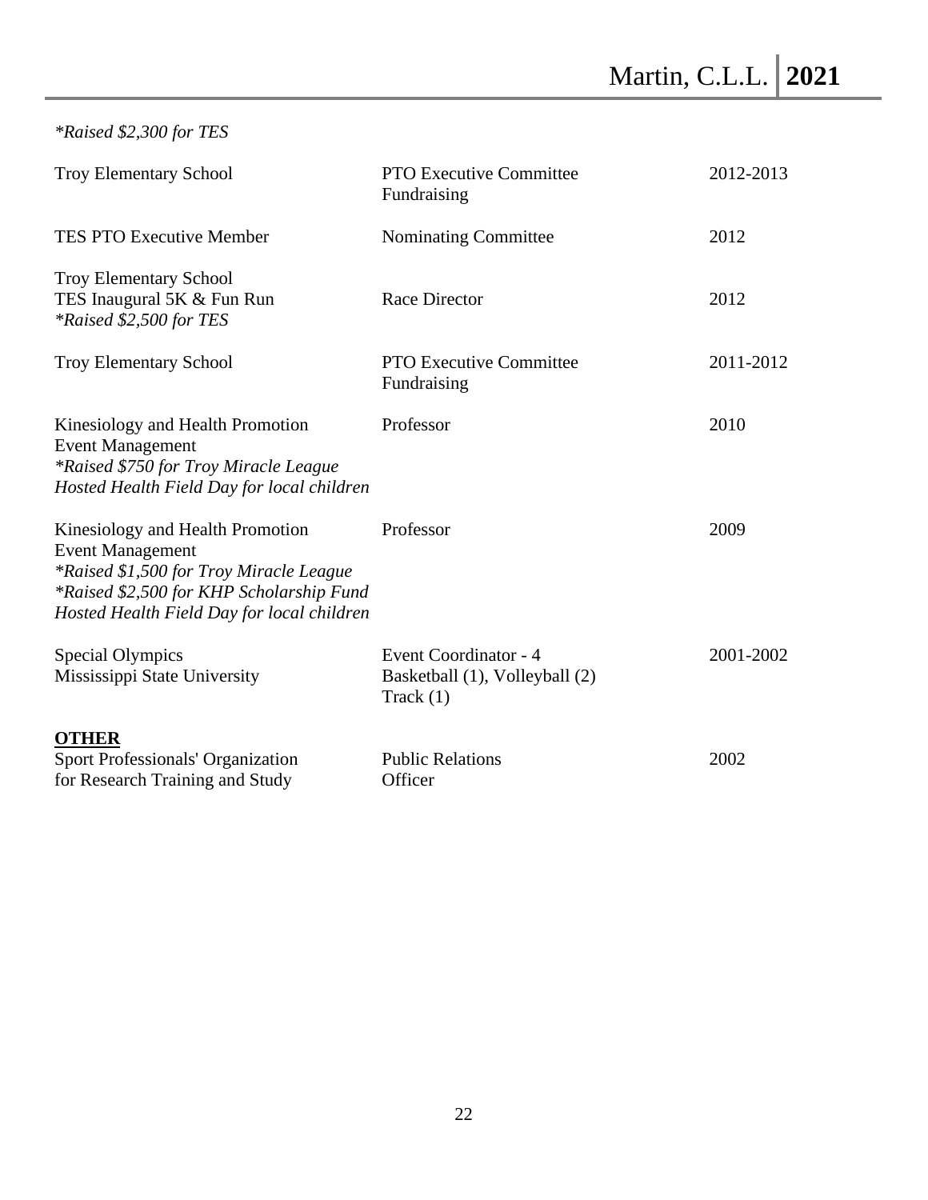*\*Raised $2,300 for TES*

| | | |
|---|---|---|
| Troy Elementary School | PTO Executive Committee<br>Fundraising | 2012-2013 |
| TES PTO Executive Member | Nominating Committee | 2012 |
| Troy Elementary School<br>TES Inaugural 5K & Fun Run<br>*\*Raised $2,500 for TES* | Race Director | 2012 |
| Troy Elementary School | PTO Executive Committee<br>Fundraising | 2011-2012 |
| Kinesiology and Health Promotion<br>Event Management<br>*\*Raised $750 for Troy Miracle League*<br>*Hosted Health Field Day for local children* | Professor | 2010 |
| Kinesiology and Health Promotion<br>Event Management<br>*\*Raised $1,500 for Troy Miracle League*<br>*\*Raised $2,500 for KHP Scholarship Fund*<br>*Hosted Health Field Day for local children* | Professor | 2009 |
| Special Olympics<br>Mississippi State University | Event Coordinator - 4<br>Basketball (1), Volleyball (2)<br>Track (1) | 2001-2002 |

**OTHER**

| | | |
|---|---|---|
| Sport Professionals' Organization for Research Training and Study | Public Relations Officer | 2002 |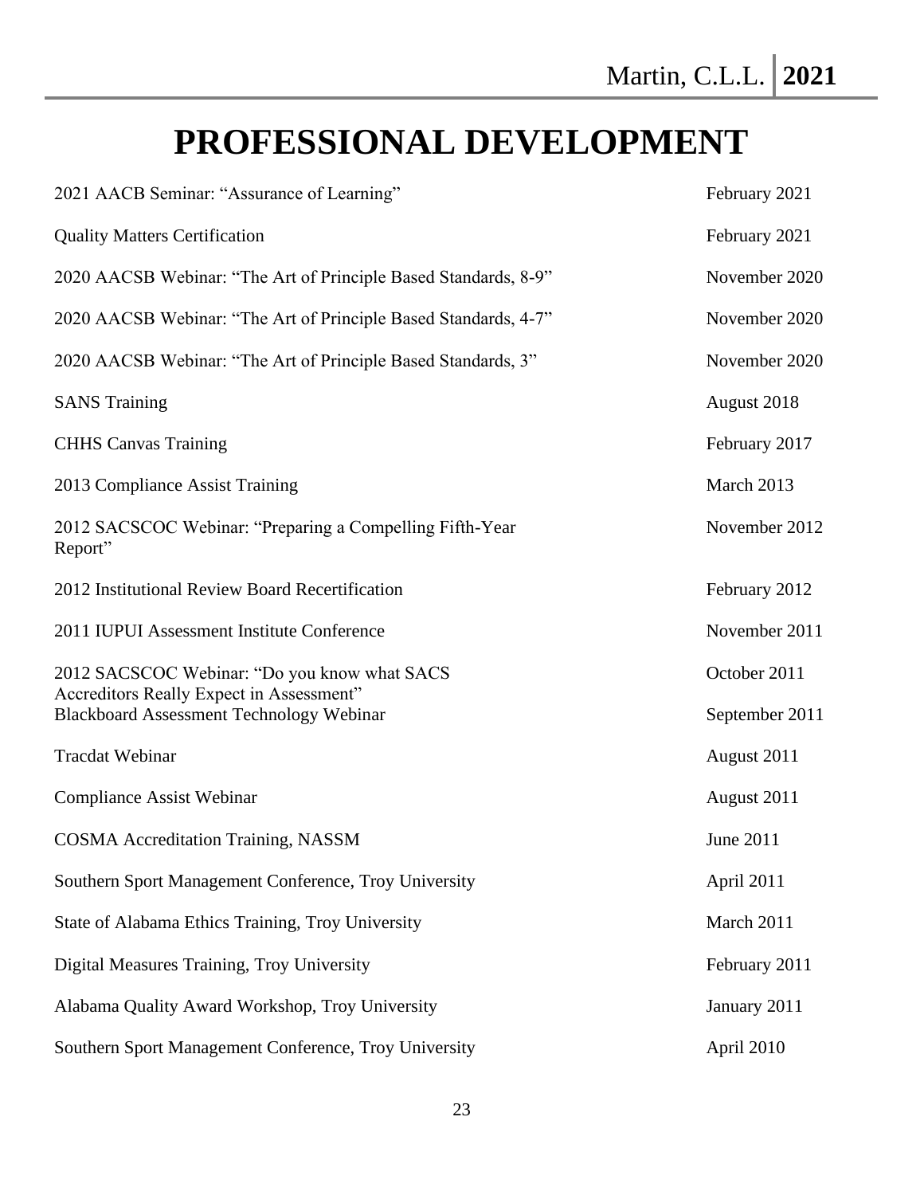# PROFESSIONAL DEVELOPMENT

| | |
|---|---|
| 2021 AACB Seminar: "Assurance of Learning" | February 2021 |
| Quality Matters Certification | February 2021 |
| 2020 AACSB Webinar: "The Art of Principle Based Standards, 8-9" | November 2020 |
| 2020 AACSB Webinar: "The Art of Principle Based Standards, 4-7" | November 2020 |
| 2020 AACSB Webinar: "The Art of Principle Based Standards, 3" | November 2020 |
| SANS Training | August 2018 |
| CHHS Canvas Training | February 2017 |
| 2013 Compliance Assist Training | March 2013 |
| 2012 SACSCOC Webinar: "Preparing a Compelling Fifth-Year Report" | November 2012 |
| 2012 Institutional Review Board Recertification | February 2012 |
| 2011 IUPUI Assessment Institute Conference | November 2011 |
| 2012 SACSCOC Webinar: "Do you know what SACS Accreditors Really Expect in Assessment" | October 2011 |
| Blackboard Assessment Technology Webinar | September 2011 |
| Tracdat Webinar | August 2011 |
| Compliance Assist Webinar | August 2011 |
| COSMA Accreditation Training, NASSM | June 2011 |
| Southern Sport Management Conference, Troy University | April 2011 |
| State of Alabama Ethics Training, Troy University | March 2011 |
| Digital Measures Training, Troy University | February 2011 |
| Alabama Quality Award Workshop, Troy University | January 2011 |
| Southern Sport Management Conference, Troy University | April 2010 |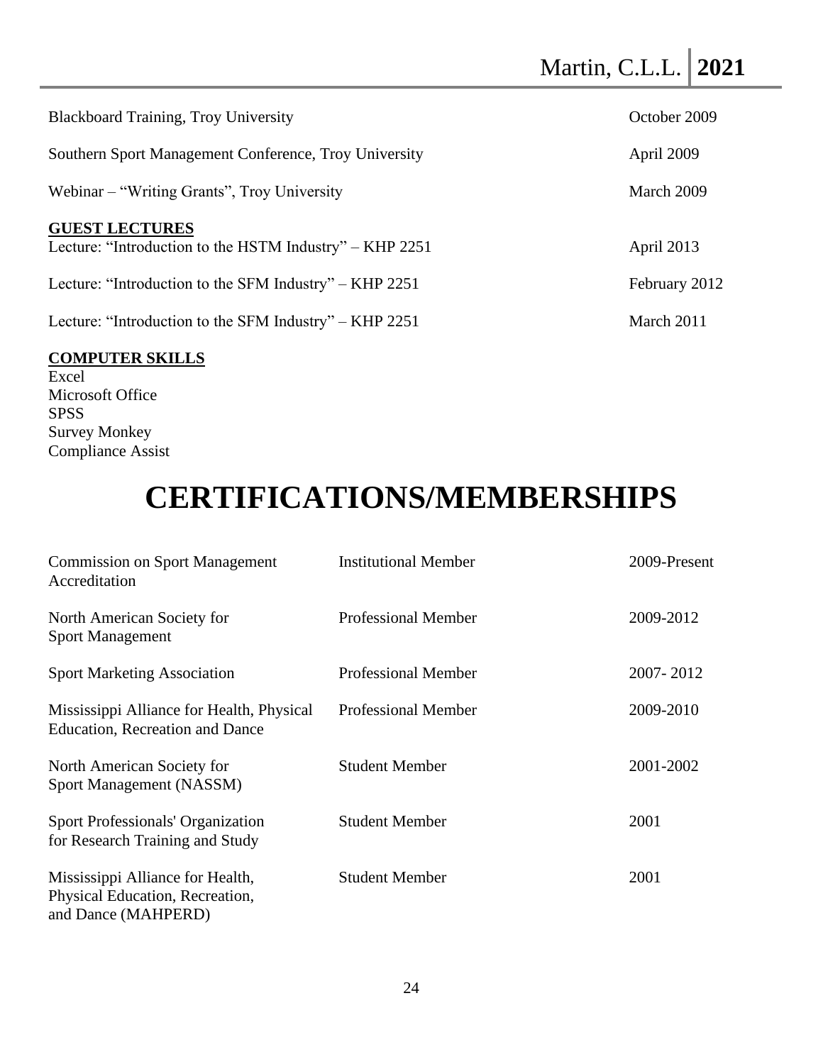| | |
|---|---|
| Blackboard Training, Troy University | October 2009 |
| Southern Sport Management Conference, Troy University | April 2009 |
| Webinar – “Writing Grants”, Troy University | March 2009 |

**GUEST LECTURES**

| | |
|---|---|
| Lecture: “Introduction to the HSTM Industry” – KHP 2251 | April 2013 |
| Lecture: “Introduction to the SFM Industry” – KHP 2251 | February 2012 |
| Lecture: “Introduction to the SFM Industry” – KHP 2251 | March 2011 |

**COMPUTER SKILLS**

Excel
Microsoft Office
SPSS
Survey Monkey
Compliance Assist

# CERTIFICATIONS/MEMBERSHIPS

| | | |
|---|---|---|
| Commission on Sport Management Accreditation | Institutional Member | 2009-Present |
| North American Society for Sport Management | Professional Member | 2009-2012 |
| Sport Marketing Association | Professional Member | 2007- 2012 |
| Mississippi Alliance for Health, Physical Education, Recreation and Dance | Professional Member | 2009-2010 |
| North American Society for Sport Management (NASSM) | Student Member | 2001-2002 |
| Sport Professionals' Organization for Research Training and Study | Student Member | 2001 |
| Mississippi Alliance for Health, Physical Education, Recreation, and Dance (MAHPERD) | Student Member | 2001 |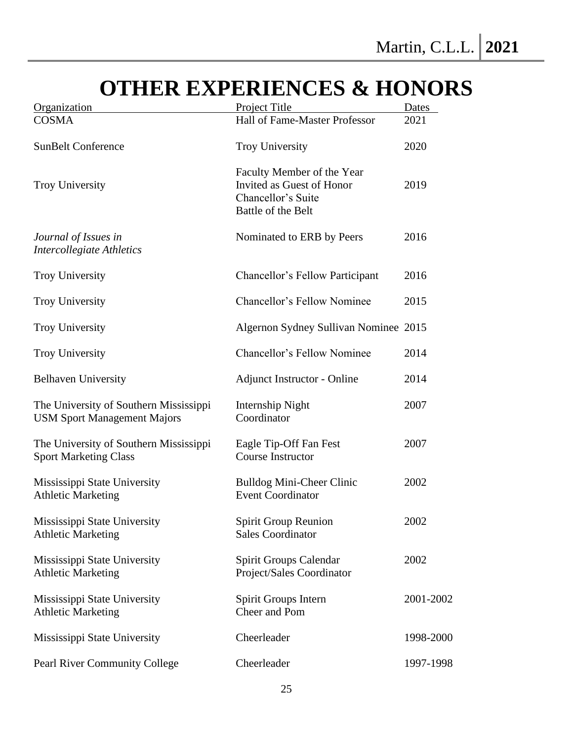# OTHER EXPERIENCES & HONORS

| Organization | Project Title | Dates |
|---|---|---|
| COSMA | Hall of Fame-Master Professor | 2021 |
| SunBelt Conference | Troy University | 2020 |
| Troy University | Faculty Member of the Year Invited as Guest of Honor Chancellor's Suite Battle of the Belt | 2019 |
| *Journal of Issues in Intercollegiate Athletics* | Nominated to ERB by Peers | 2016 |
| Troy University | Chancellor's Fellow Participant | 2016 |
| Troy University | Chancellor's Fellow Nominee | 2015 |
| Troy University | Algernon Sydney Sullivan Nominee | 2015 |
| Troy University | Chancellor's Fellow Nominee | 2014 |
| Belhaven University | Adjunct Instructor - Online | 2014 |
| The University of Southern Mississippi USM Sport Management Majors | Internship Night Coordinator | 2007 |
| The University of Southern Mississippi Sport Marketing Class | Eagle Tip-Off Fan Fest Course Instructor | 2007 |
| Mississippi State University Athletic Marketing | Bulldog Mini-Cheer Clinic Event Coordinator | 2002 |
| Mississippi State University Athletic Marketing | Spirit Group Reunion Sales Coordinator | 2002 |
| Mississippi State University Athletic Marketing | Spirit Groups Calendar Project/Sales Coordinator | 2002 |
| Mississippi State University Athletic Marketing | Spirit Groups Intern Cheer and Pom | 2001-2002 |
| Mississippi State University | Cheerleader | 1998-2000 |
| Pearl River Community College | Cheerleader | 1997-1998 |